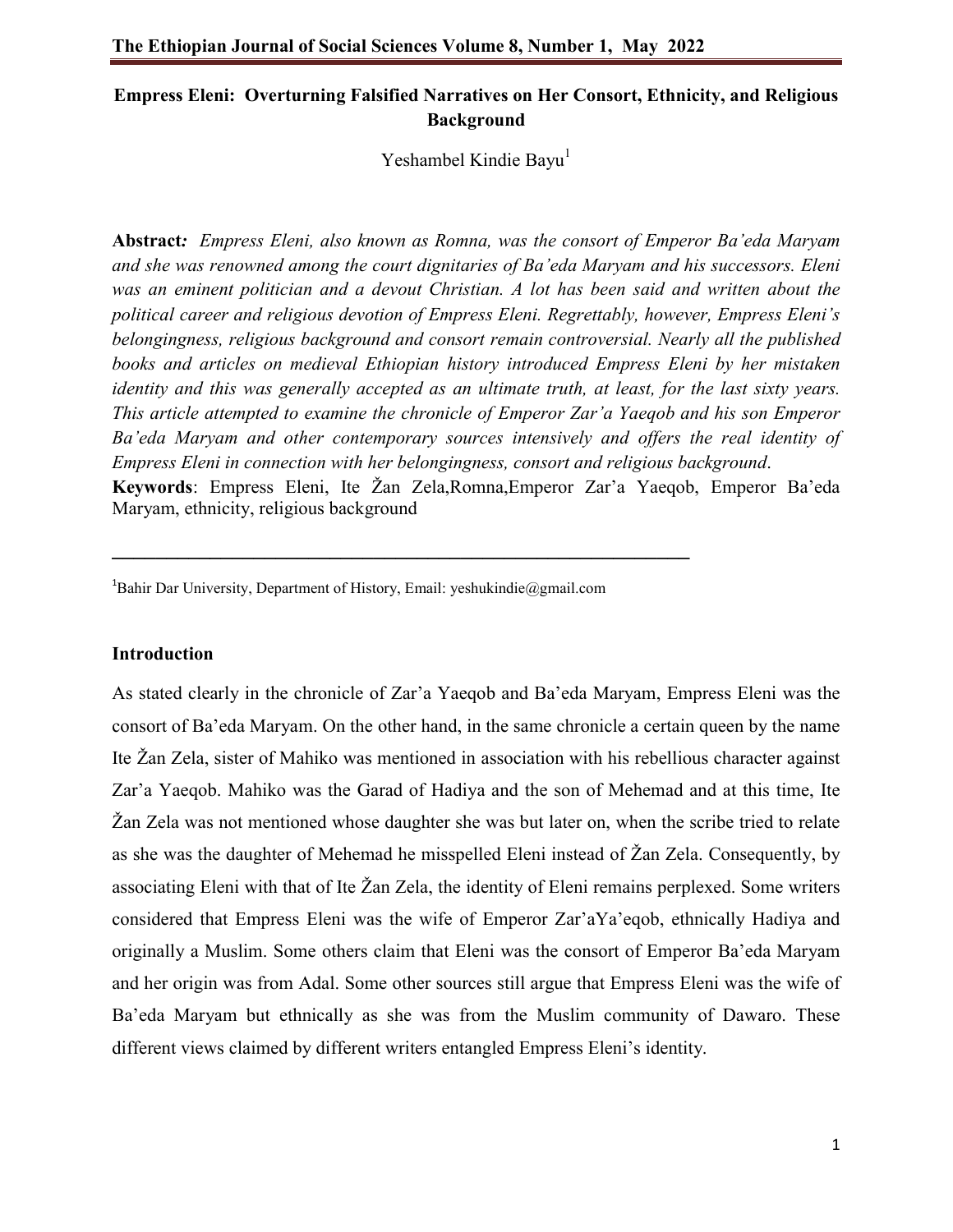# Empress Eleni: Overturning Falsified Narratives on Her Consort, Ethnicity, and Religious Background

Yeshambel Kindie Bayu[1]

**Abstract***:* *Empress Eleni, also known as Romna, was the consort of Emperor Ba'eda Maryam and she was renowned among the court dignitaries of Ba'eda Maryam and his successors. Eleni was an eminent politician and a devout Christian. A lot has been said and written about the political career and religious devotion of Empress Eleni. Regrettably, however, Empress Eleni's belongingness, religious background and consort remain controversial. Nearly all the published books and articles on medieval Ethiopian history introduced Empress Eleni by her mistaken identity and this was generally accepted as an ultimate truth, at least, for the last sixty years. This article attempted to examine the chronicle of Emperor Zar'a Yaeqob and his son Emperor Ba'eda Maryam and other contemporary sources intensively and offers the real identity of Empress Eleni in connection with her belongingness, consort and religious background*.

**Keywords**: Empress Eleni, Ite Žan Zela,Romna,Emperor Zar'a Yaeqob, Emperor Ba'eda Maryam, ethnicity, religious background

---

[1]Bahir Dar University, Department of History, Email: yeshukindie@gmail.com

## Introduction

As stated clearly in the chronicle of Zar'a Yaeqob and Ba'eda Maryam, Empress Eleni was the consort of Ba'eda Maryam. On the other hand, in the same chronicle a certain queen by the name Ite Žan Zela, sister of Mahiko was mentioned in association with his rebellious character against Zar'a Yaeqob. Mahiko was the Garad of Hadiya and the son of Mehemad and at this time, Ite Žan Zela was not mentioned whose daughter she was but later on, when the scribe tried to relate as she was the daughter of Mehemad he misspelled Eleni instead of Žan Zela. Consequently, by associating Eleni with that of Ite Žan Zela, the identity of Eleni remains perplexed. Some writers considered that Empress Eleni was the wife of Emperor Zar'aYa'eqob, ethnically Hadiya and originally a Muslim. Some others claim that Eleni was the consort of Emperor Ba'eda Maryam and her origin was from Adal. Some other sources still argue that Empress Eleni was the wife of Ba'eda Maryam but ethnically as she was from the Muslim community of Dawaro. These different views claimed by different writers entangled Empress Eleni's identity.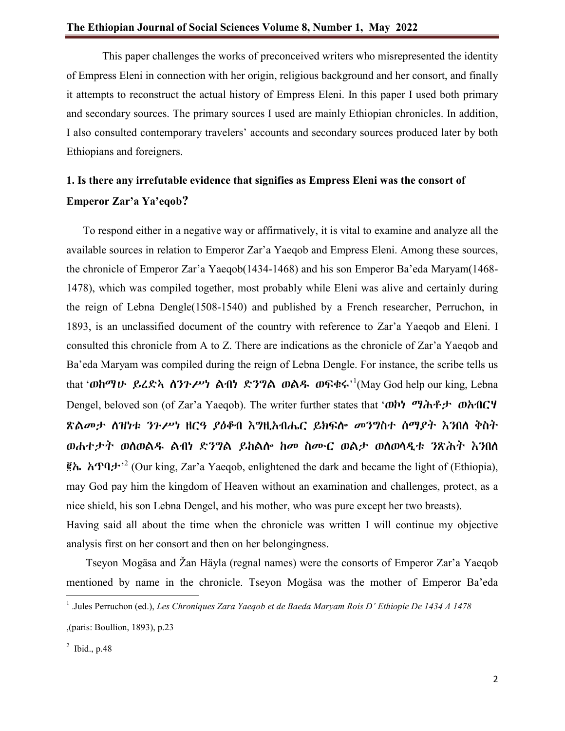This paper challenges the works of preconceived writers who misrepresented the identity of Empress Eleni in connection with her origin, religious background and her consort, and finally it attempts to reconstruct the actual history of Empress Eleni. In this paper I used both primary and secondary sources. The primary sources I used are mainly Ethiopian chronicles. In addition, I also consulted contemporary travelers' accounts and secondary sources produced later by both Ethiopians and foreigners.

## 1. Is there any irrefutable evidence that signifies as Empress Eleni was the consort of Emperor Zar'a Ya'eqob?

To respond either in a negative way or affirmatively, it is vital to examine and analyze all the available sources in relation to Emperor Zar'a Yaeqob and Empress Eleni. Among these sources, the chronicle of Emperor Zar'a Yaeqob(1434-1468) and his son Emperor Ba'eda Maryam(1468-1478), which was compiled together, most probably while Eleni was alive and certainly during the reign of Lebna Dengle(1508-1540) and published by a French researcher, Perruchon, in 1893, is an unclassified document of the country with reference to Zar'a Yaeqob and Eleni. I consulted this chronicle from A to Z. There are indications as the chronicle of Zar'a Yaeqob and Ba'eda Maryam was compiled during the reign of Lebna Dengle. For instance, the scribe tells us that '**ወከማሁ ይረድኣ ለንጉሥነ ልብነ ድንግል ወልዱ ወፍቁሩ**'[1](May God help our king, Lebna Dengel, beloved son (of Zar'a Yaeqob). The writer further states that '**ወኮነ ማሕቶታ ወአብርሃ ጽልመታ ለዝነቱ ንጉሥነ ዘርዓ ያዕቆብ እግዚአብሔር ይክፍሎ መንግስተ ሰማያት እንበለ ቅስት ወሐተታት ወለወልዱ ልብነ ድንግል ይከልሎ ከመ ስሙር ወልታ ወለወላዲቱ ንጽሕት እንበለ ፪ኤ አጥባታ**'[2] (Our king, Zar'a Yaeqob, enlightened the dark and became the light of (Ethiopia), may God pay him the kingdom of Heaven without an examination and challenges, protect, as a nice shield, his son Lebna Dengel, and his mother, who was pure except her two breasts).

Having said all about the time when the chronicle was written I will continue my objective analysis first on her consort and then on her belongingness.

Tseyon Mogäsa and Žan Häyla (regnal names) were the consorts of Emperor Zar'a Yaeqob mentioned by name in the chronicle. Tseyon Mogäsa was the mother of Emperor Ba'eda

---

[1] .Jules Perruchon (ed.), *Les Chroniques Zara Yaeqob et de Baeda Maryam Rois D' Ethiopie De 1434 A 1478* ,(paris: Boullion, 1893), p.23

[2] Ibid., p.48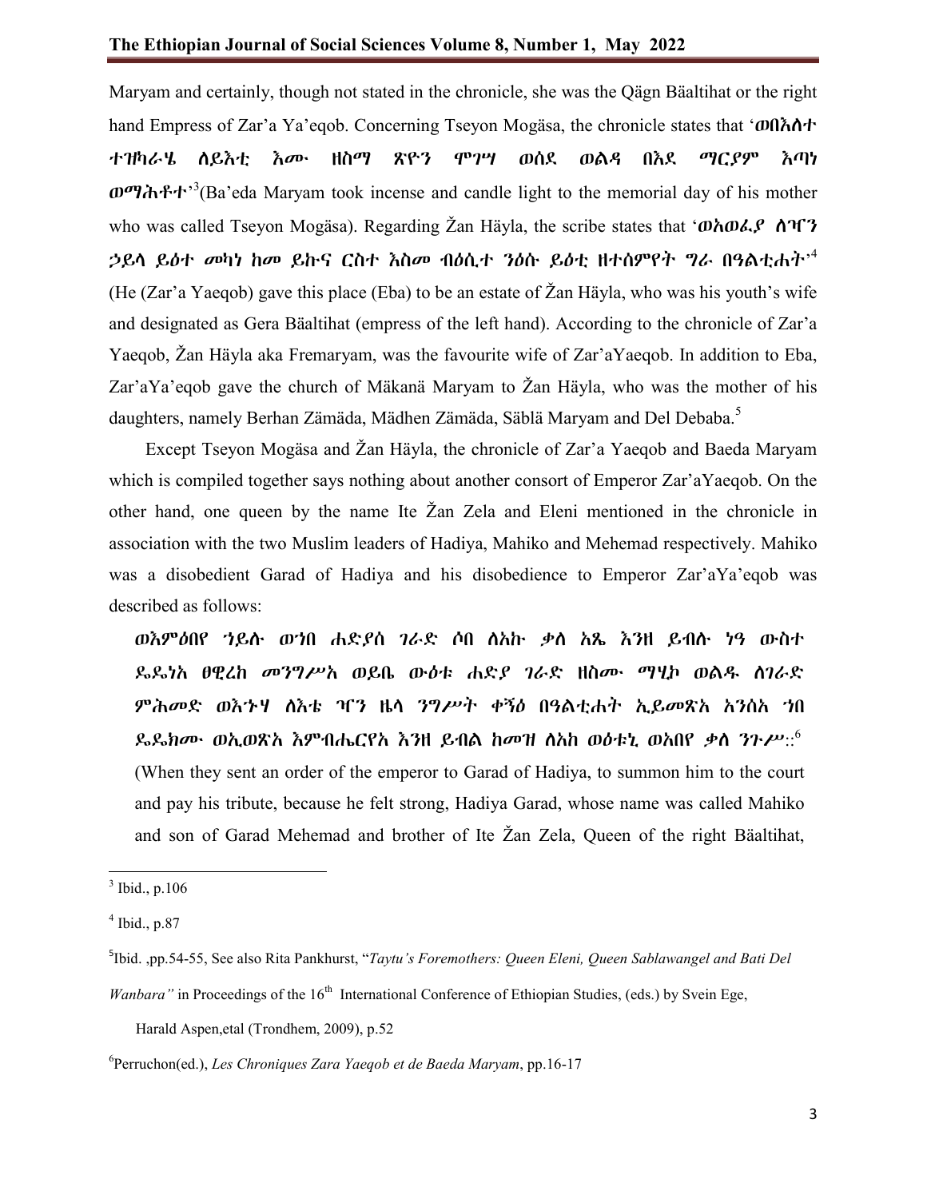Maryam and certainly, though not stated in the chronicle, she was the Qägn Bäaltihat or the right hand Empress of Zar'a Ya'eqob. Concerning Tseyon Mogäsa, the chronicle states that '**ወበእለተ ተዝካራሄ ለይእቲ እሙ ዘስማ ጽዮን ሞገሣ ወሰደ ወልዳ በእደ ማርያም እጣነ ወማሕቶተ**'[3](Ba'eda Maryam took incense and candle light to the memorial day of his mother who was called Tseyon Mogäsa). Regarding Žan Häyla, the scribe states that '**ወአወፈያ ለዣን ኃይላ ይዕተ መካነ ከመ ይኩና ርስተ እስመ ብዕሲተ ንዕሱ ይዕቲ ዘተሰምየት ግራ በዓልቲሐት**'[4] (He (Zar'a Yaeqob) gave this place (Eba) to be an estate of Žan Häyla, who was his youth's wife and designated as Gera Bäaltihat (empress of the left hand). According to the chronicle of Zar'a Yaeqob, Žan Häyla aka Fremaryam, was the favourite wife of Zar'aYaeqob. In addition to Eba, Zar'aYa'eqob gave the church of Mäkanä Maryam to Žan Häyla, who was the mother of his daughters, namely Berhan Zämäda, Mädhen Zämäda, Säblä Maryam and Del Debaba.[5]

Except Tseyon Mogäsa and Žan Häyla, the chronicle of Zar'a Yaeqob and Baeda Maryam which is compiled together says nothing about another consort of Emperor Zar'aYaeqob. On the other hand, one queen by the name Ite Žan Zela and Eleni mentioned in the chronicle in association with the two Muslim leaders of Hadiya, Mahiko and Mehemad respectively. Mahiko was a disobedient Garad of Hadiya and his disobedience to Emperor Zar'aYa'eqob was described as follows:

> **ወእምዕበየ ኀይሉ ወነበ ሐድያሰ ገራድ ሶበ ለአኩ ቃለ አጼ እንዘ ይብሉ ነዓ ውስተ ዴዴነአ ፀዊረከ መንግሥአ ወይቤ ውዕቱ ሐድያ ገራድ ዘስሙ ማሂኮ ወልዱ ለገራድ ምሕመድ ወእኁሃ ለእቴ ዣን ዜላ ንግሥት ቀኝዕ በዓልቲሐት ኢይመጽአ አንሰአ ኀበ ዴዴክሙ ወኢወጽአ እምብሔርየአ እንዘ ይብል ከመዝ ለአከ ወዕቱኒ ወአበየ ቃለ ንጉሥ**::[6]
>
> (When they sent an order of the emperor to Garad of Hadiya, to summon him to the court and pay his tribute, because he felt strong, Hadiya Garad, whose name was called Mahiko and son of Garad Mehemad and brother of Ite Žan Zela, Queen of the right Bäaltihat,

---

[3] Ibid., p.106

[4] Ibid., p.87

[5] Ibid. ,pp.54-55, See also Rita Pankhurst, "*Taytu's Foremothers: Queen Eleni, Queen Sablawangel and Bati Del Wanbara"* in Proceedings of the 16th International Conference of Ethiopian Studies, (eds.) by Svein Ege, Harald Aspen,etal (Trondhem, 2009), p.52

[6] Perruchon(ed.), *Les Chroniques Zara Yaeqob et de Baeda Maryam*, pp.16-17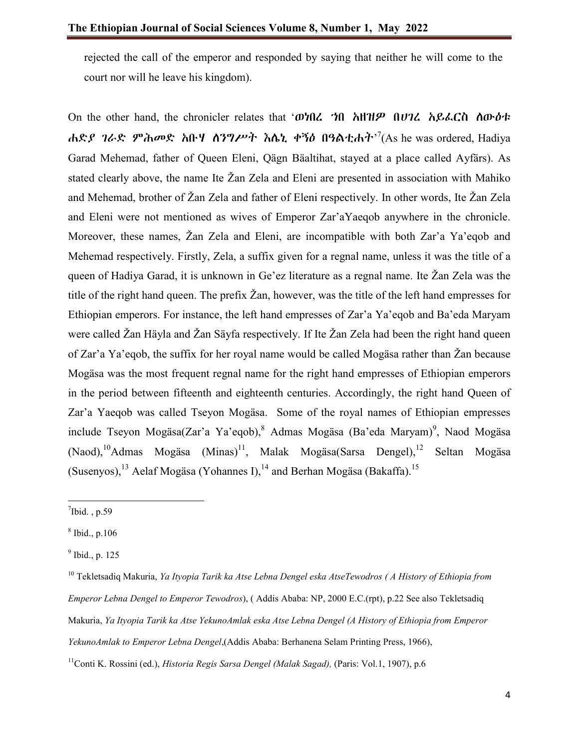rejected the call of the emperor and responded by saying that neither he will come to the court nor will he leave his kingdom).

On the other hand, the chronicler relates that '**ወነበረ ኀበ አዘዝዎ በሀገረ አይፈርስ ለውዕቱ ሐድያ ገራድ ምሕመድ አቡሃ ለንግሥት እሌኒ ቀኝዕ በዓልቲሐት**'[7](As he was ordered, Hadiya Garad Mehemad, father of Queen Eleni, Qägn Bäaltihat, stayed at a place called Ayfärs). As stated clearly above, the name Ite Žan Zela and Eleni are presented in association with Mahiko and Mehemad, brother of Žan Zela and father of Eleni respectively. In other words, Ite Žan Zela and Eleni were not mentioned as wives of Emperor Zar'aYaeqob anywhere in the chronicle. Moreover, these names, Žan Zela and Eleni, are incompatible with both Zar'a Ya'eqob and Mehemad respectively. Firstly, Zela, a suffix given for a regnal name, unless it was the title of a queen of Hadiya Garad, it is unknown in Ge'ez literature as a regnal name. Ite Žan Zela was the title of the right hand queen. The prefix Žan, however, was the title of the left hand empresses for Ethiopian emperors. For instance, the left hand empresses of Zar'a Ya'eqob and Ba'eda Maryam were called Žan Häyla and Žan Säyfa respectively. If Ite Žan Zela had been the right hand queen of Zar'a Ya'eqob, the suffix for her royal name would be called Mogäsa rather than Žan because Mogäsa was the most frequent regnal name for the right hand empresses of Ethiopian emperors in the period between fifteenth and eighteenth centuries. Accordingly, the right hand Queen of Zar'a Yaeqob was called Tseyon Mogäsa. Some of the royal names of Ethiopian empresses include Tseyon Mogäsa(Zar'a Ya'eqob),[8] Admas Mogäsa (Ba'eda Maryam)[9], Naod Mogäsa (Naod),[10]Admas Mogäsa (Minas)[11], Malak Mogäsa(Sarsa Dengel),[12] Seltan Mogäsa (Susenyos),[13] Aelaf Mogäsa (Yohannes I),[14] and Berhan Mogäsa (Bakaffa).[15]

---

[7]Ibid. , p.59

[8] Ibid., p.106

[9] Ibid., p. 125

[10] Tekletsadiq Makuria, *Ya Ityopia Tarik ka Atse Lebna Dengel eska AtseTewodros ( A History of Ethiopia from Emperor Lebna Dengel to Emperor Tewodros*), ( Addis Ababa: NP, 2000 E.C.(rpt), p.22 See also Tekletsadiq Makuria, *Ya Ityopia Tarik ka Atse YekunoAmlak eska Atse Lebna Dengel (A History of Ethiopia from Emperor YekunoAmlak to Emperor Lebna Dengel*,(Addis Ababa: Berhanena Selam Printing Press, 1966),

[11]Conti K. Rossini (ed.), *Historia Regis Sarsa Dengel (Malak Sagad),* (Paris: Vol.1, 1907), p.6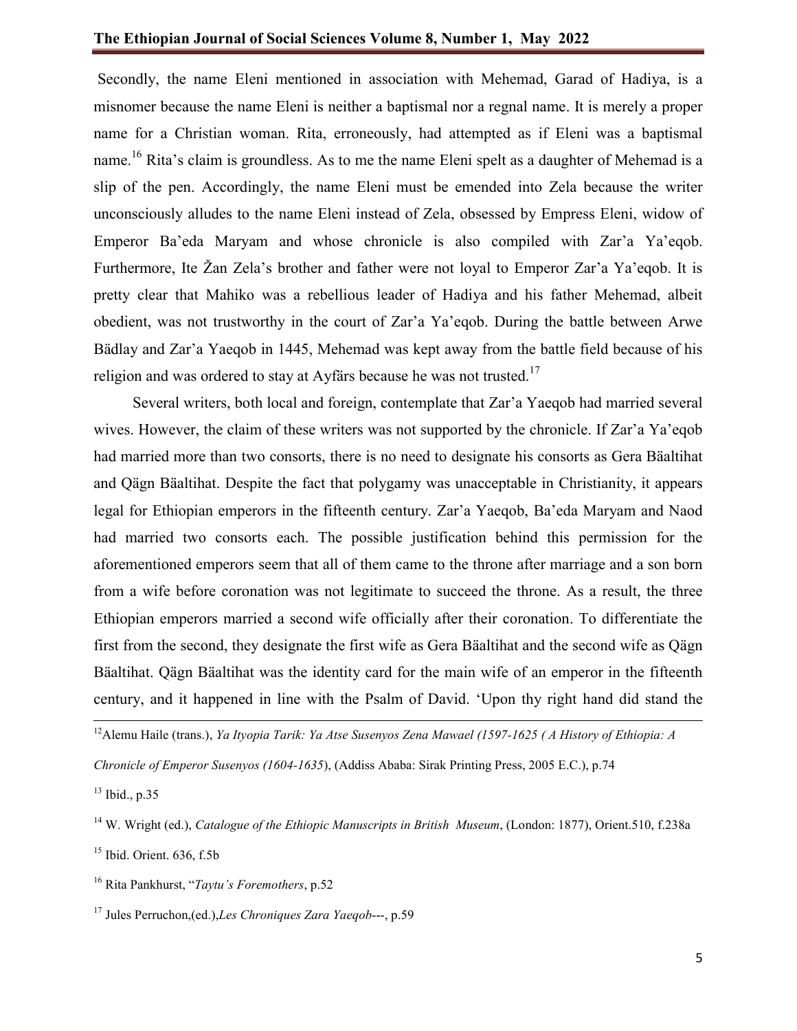Secondly, the name Eleni mentioned in association with Mehemad, Garad of Hadiya, is a misnomer because the name Eleni is neither a baptismal nor a regnal name. It is merely a proper name for a Christian woman. Rita, erroneously, had attempted as if Eleni was a baptismal name.[16] Rita's claim is groundless. As to me the name Eleni spelt as a daughter of Mehemad is a slip of the pen. Accordingly, the name Eleni must be emended into Zela because the writer unconsciously alludes to the name Eleni instead of Zela, obsessed by Empress Eleni, widow of Emperor Ba'eda Maryam and whose chronicle is also compiled with Zar'a Ya'eqob. Furthermore, Ite Žan Zela's brother and father were not loyal to Emperor Zar'a Ya'eqob. It is pretty clear that Mahiko was a rebellious leader of Hadiya and his father Mehemad, albeit obedient, was not trustworthy in the court of Zar'a Ya'eqob. During the battle between Arwe Bädlay and Zar'a Yaeqob in 1445, Mehemad was kept away from the battle field because of his religion and was ordered to stay at Ayfärs because he was not trusted.[17]

Several writers, both local and foreign, contemplate that Zar'a Yaeqob had married several wives. However, the claim of these writers was not supported by the chronicle. If Zar'a Ya'eqob had married more than two consorts, there is no need to designate his consorts as Gera Bäaltihat and Qägn Bäaltihat. Despite the fact that polygamy was unacceptable in Christianity, it appears legal for Ethiopian emperors in the fifteenth century. Zar'a Yaeqob, Ba'eda Maryam and Naod had married two consorts each. The possible justification behind this permission for the aforementioned emperors seem that all of them came to the throne after marriage and a son born from a wife before coronation was not legitimate to succeed the throne. As a result, the three Ethiopian emperors married a second wife officially after their coronation. To differentiate the first from the second, they designate the first wife as Gera Bäaltihat and the second wife as Qägn Bäaltihat. Qägn Bäaltihat was the identity card for the main wife of an emperor in the fifteenth century, and it happened in line with the Psalm of David. 'Upon thy right hand did stand the

---

[12] Alemu Haile (trans.), *Ya Ityopia Tarik: Ya Atse Susenyos Zena Mawael (1597-1625 ( A History of Ethiopia: A Chronicle of Emperor Susenyos (1604-1635*), (Addiss Ababa: Sirak Printing Press, 2005 E.C.), p.74

[13] Ibid., p.35

[14] W. Wright (ed.), *Catalogue of the Ethiopic Manuscripts in British Museum*, (London: 1877), Orient.510, f.238a

[15] Ibid. Orient. 636, f.5b

[16] Rita Pankhurst, "*Taytu's Foremothers*, p.52

[17] Jules Perruchon,(ed.),*Les Chroniques Zara Yaeqob*---, p.59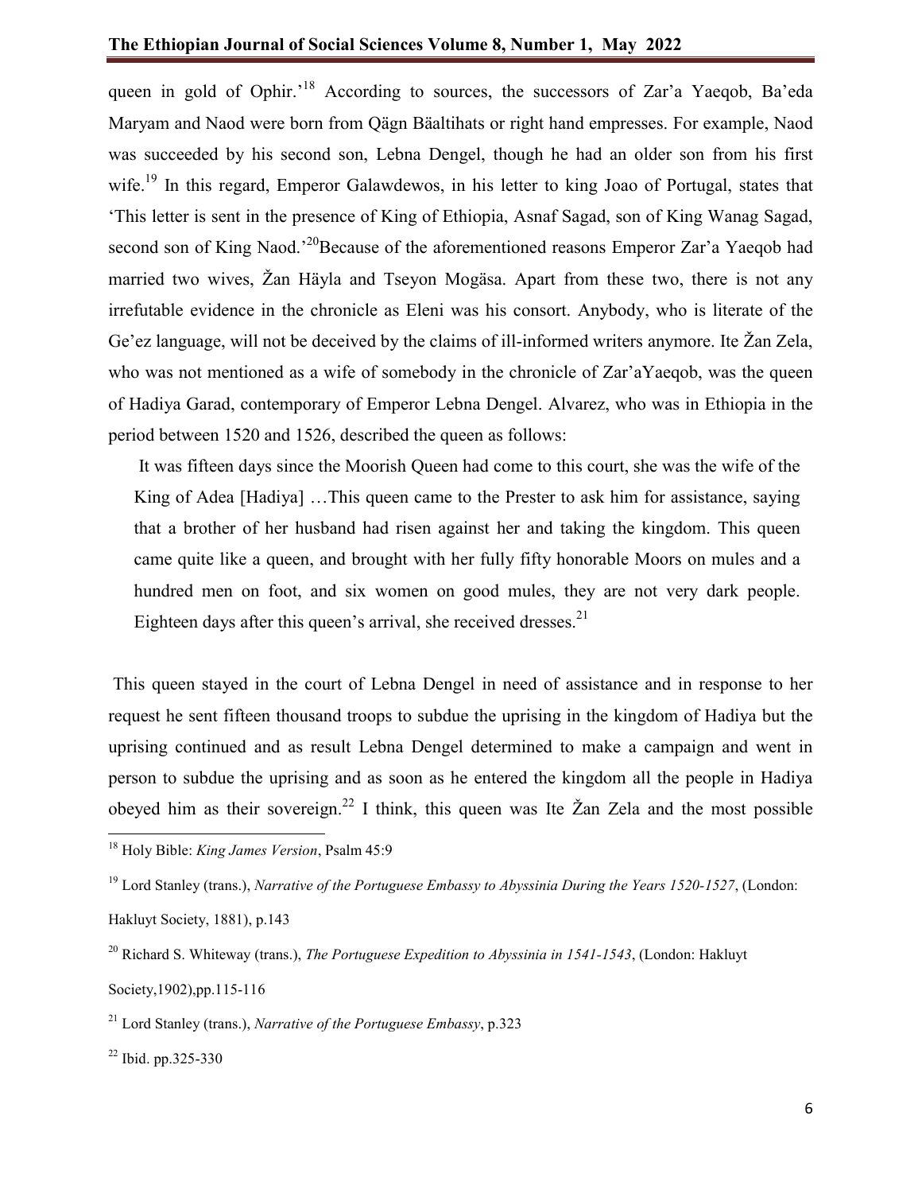queen in gold of Ophir.'[18] According to sources, the successors of Zar'a Yaeqob, Ba'eda Maryam and Naod were born from Qägn Bäaltihats or right hand empresses. For example, Naod was succeeded by his second son, Lebna Dengel, though he had an older son from his first wife.[19] In this regard, Emperor Galawdewos, in his letter to king Joao of Portugal, states that 'This letter is sent in the presence of King of Ethiopia, Asnaf Sagad, son of King Wanag Sagad, second son of King Naod.'[20]Because of the aforementioned reasons Emperor Zar'a Yaeqob had married two wives, Žan Häyla and Tseyon Mogäsa. Apart from these two, there is not any irrefutable evidence in the chronicle as Eleni was his consort. Anybody, who is literate of the Ge'ez language, will not be deceived by the claims of ill-informed writers anymore. Ite Žan Zela, who was not mentioned as a wife of somebody in the chronicle of Zar'aYaeqob, was the queen of Hadiya Garad, contemporary of Emperor Lebna Dengel. Alvarez, who was in Ethiopia in the period between 1520 and 1526, described the queen as follows:

> It was fifteen days since the Moorish Queen had come to this court, she was the wife of the King of Adea [Hadiya] …This queen came to the Prester to ask him for assistance, saying that a brother of her husband had risen against her and taking the kingdom. This queen came quite like a queen, and brought with her fully fifty honorable Moors on mules and a hundred men on foot, and six women on good mules, they are not very dark people. Eighteen days after this queen's arrival, she received dresses.[21]

This queen stayed in the court of Lebna Dengel in need of assistance and in response to her request he sent fifteen thousand troops to subdue the uprising in the kingdom of Hadiya but the uprising continued and as result Lebna Dengel determined to make a campaign and went in person to subdue the uprising and as soon as he entered the kingdom all the people in Hadiya obeyed him as their sovereign.[22] I think, this queen was Ite Žan Zela and the most possible

---

[18] Holy Bible: *King James Version*, Psalm 45:9

[19] Lord Stanley (trans.), *Narrative of the Portuguese Embassy to Abyssinia During the Years 1520-1527*, (London: Hakluyt Society, 1881), p.143

[20] Richard S. Whiteway (trans.), *The Portuguese Expedition to Abyssinia in 1541-1543*, (London: Hakluyt Society,1902),pp.115-116

[21] Lord Stanley (trans.), *Narrative of the Portuguese Embassy*, p.323

[22] Ibid. pp.325-330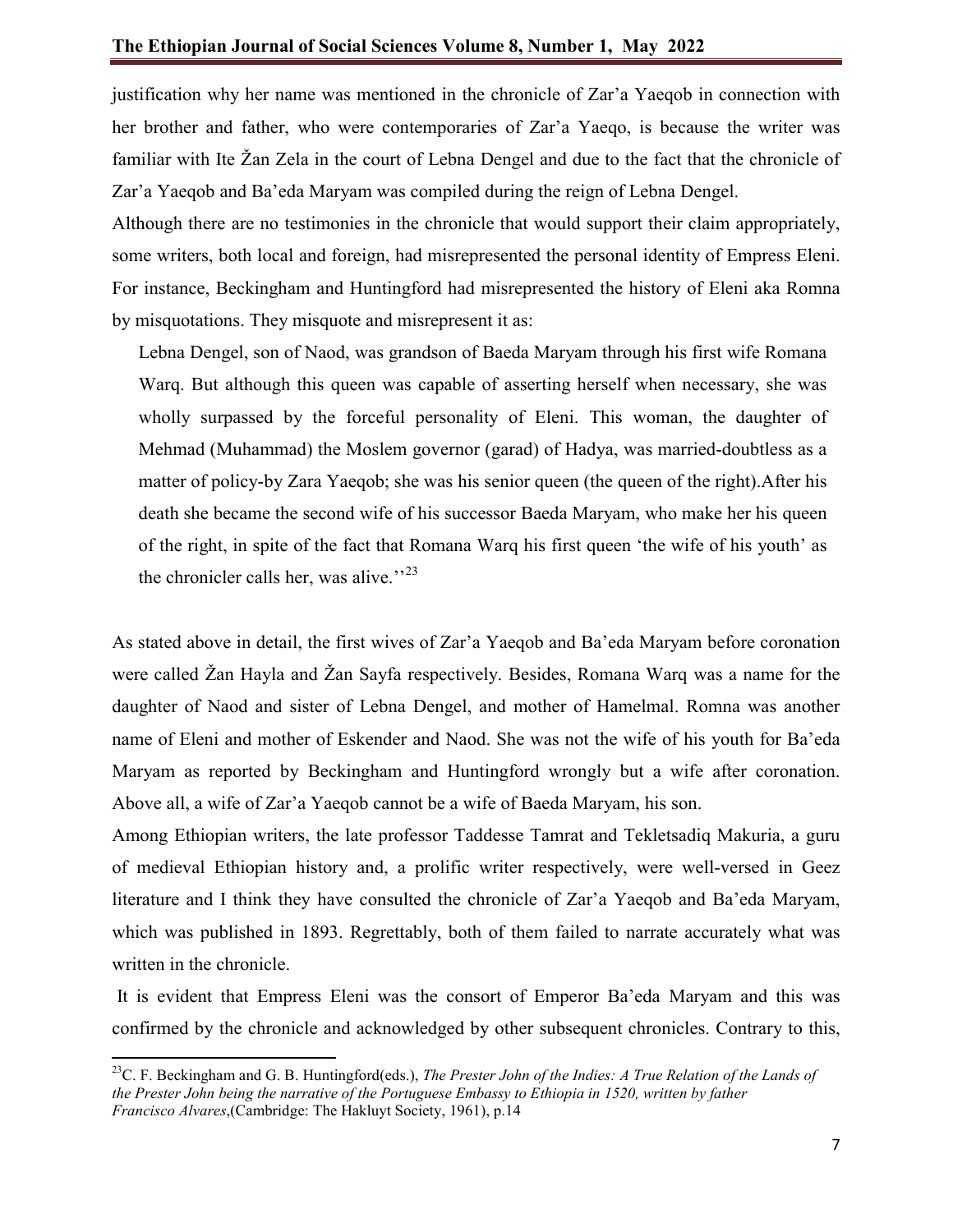justification why her name was mentioned in the chronicle of Zar'a Yaeqob in connection with her brother and father, who were contemporaries of Zar'a Yaeqo, is because the writer was familiar with Ite Žan Zela in the court of Lebna Dengel and due to the fact that the chronicle of Zar'a Yaeqob and Ba'eda Maryam was compiled during the reign of Lebna Dengel.

Although there are no testimonies in the chronicle that would support their claim appropriately, some writers, both local and foreign, had misrepresented the personal identity of Empress Eleni. For instance, Beckingham and Huntingford had misrepresented the history of Eleni aka Romna by misquotations. They misquote and misrepresent it as:

> Lebna Dengel, son of Naod, was grandson of Baeda Maryam through his first wife Romana Warq. But although this queen was capable of asserting herself when necessary, she was wholly surpassed by the forceful personality of Eleni. This woman, the daughter of Mehmad (Muhammad) the Moslem governor (garad) of Hadya, was married-doubtless as a matter of policy-by Zara Yaeqob; she was his senior queen (the queen of the right).After his death she became the second wife of his successor Baeda Maryam, who make her his queen of the right, in spite of the fact that Romana Warq his first queen 'the wife of his youth' as the chronicler calls her, was alive.''[23]

As stated above in detail, the first wives of Zar'a Yaeqob and Ba'eda Maryam before coronation were called Žan Hayla and Žan Sayfa respectively. Besides, Romana Warq was a name for the daughter of Naod and sister of Lebna Dengel, and mother of Hamelmal. Romna was another name of Eleni and mother of Eskender and Naod. She was not the wife of his youth for Ba'eda Maryam as reported by Beckingham and Huntingford wrongly but a wife after coronation. Above all, a wife of Zar'a Yaeqob cannot be a wife of Baeda Maryam, his son.

Among Ethiopian writers, the late professor Taddesse Tamrat and Tekletsadiq Makuria, a guru of medieval Ethiopian history and, a prolific writer respectively, were well-versed in Geez literature and I think they have consulted the chronicle of Zar'a Yaeqob and Ba'eda Maryam, which was published in 1893. Regrettably, both of them failed to narrate accurately what was written in the chronicle.

It is evident that Empress Eleni was the consort of Emperor Ba'eda Maryam and this was confirmed by the chronicle and acknowledged by other subsequent chronicles. Contrary to this,

---

[23]C. F. Beckingham and G. B. Huntingford(eds.), *The Prester John of the Indies: A True Relation of the Lands of the Prester John being the narrative of the Portuguese Embassy to Ethiopia in 1520, written by father Francisco Alvares*,(Cambridge: The Hakluyt Society, 1961), p.14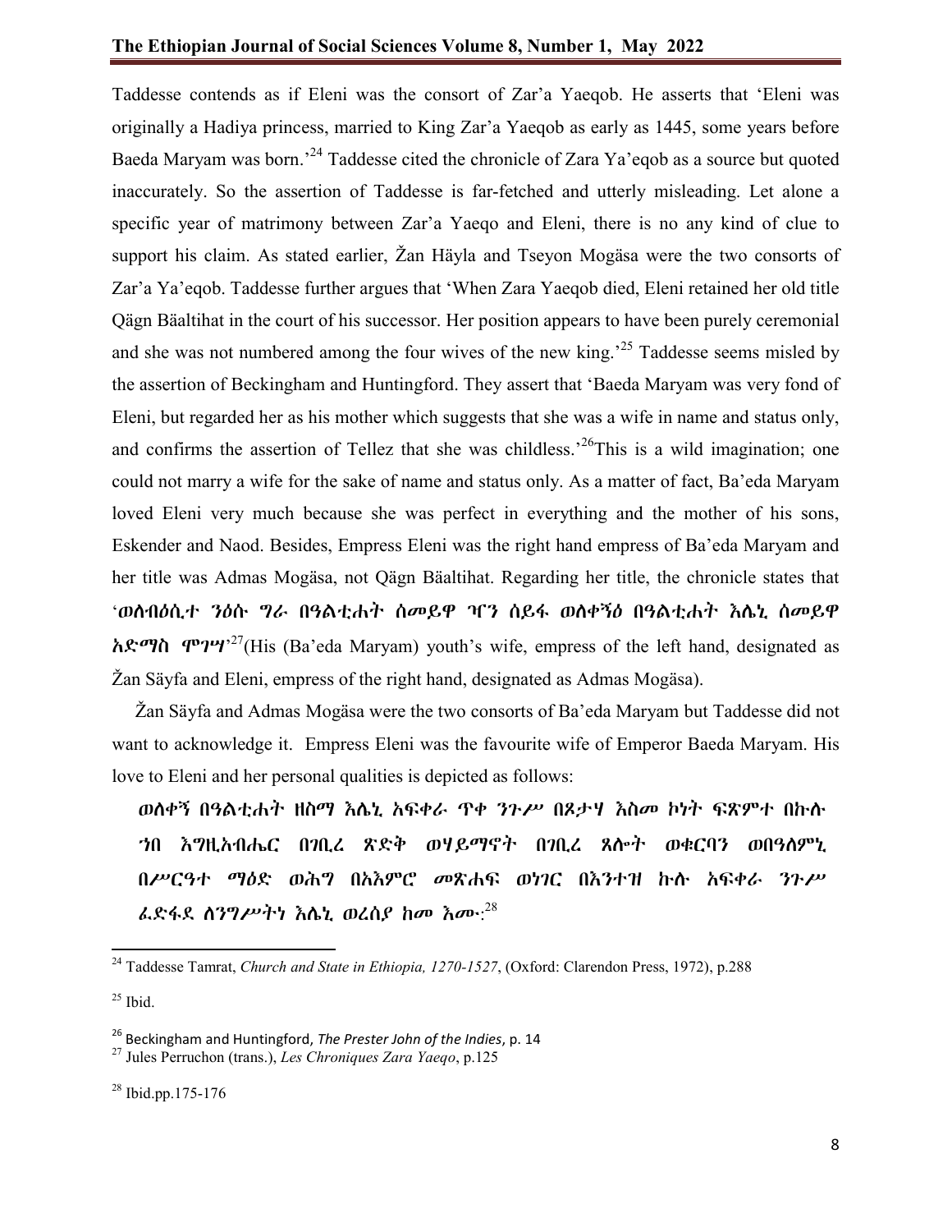Taddesse contends as if Eleni was the consort of Zar'a Yaeqob. He asserts that 'Eleni was originally a Hadiya princess, married to King Zar'a Yaeqob as early as 1445, some years before Baeda Maryam was born.'[24] Taddesse cited the chronicle of Zara Ya'eqob as a source but quoted inaccurately. So the assertion of Taddesse is far-fetched and utterly misleading. Let alone a specific year of matrimony between Zar'a Yaeqo and Eleni, there is no any kind of clue to support his claim. As stated earlier, Žan Häyla and Tseyon Mogäsa were the two consorts of Zar'a Ya'eqob. Taddesse further argues that 'When Zara Yaeqob died, Eleni retained her old title Qägn Bäaltihat in the court of his successor. Her position appears to have been purely ceremonial and she was not numbered among the four wives of the new king.'[25] Taddesse seems misled by the assertion of Beckingham and Huntingford. They assert that 'Baeda Maryam was very fond of Eleni, but regarded her as his mother which suggests that she was a wife in name and status only, and confirms the assertion of Tellez that she was childless.'[26]This is a wild imagination; one could not marry a wife for the sake of name and status only. As a matter of fact, Ba'eda Maryam loved Eleni very much because she was perfect in everything and the mother of his sons, Eskender and Naod. Besides, Empress Eleni was the right hand empress of Ba'eda Maryam and her title was Admas Mogäsa, not Qägn Bäaltihat. Regarding her title, the chronicle states that '**ወለብዕሲተ ንዕሱ ግራ በዓልቲሐት ሰመይዋ ዣን ሰይፋ ወለቀኝዕ በዓልቲሐት እሌኒ ሰመይዋ አድማስ ሞገሣ**'[27](His (Ba'eda Maryam) youth's wife, empress of the left hand, designated as Žan Säyfa and Eleni, empress of the right hand, designated as Admas Mogäsa).

Žan Säyfa and Admas Mogäsa were the two consorts of Ba'eda Maryam but Taddesse did not want to acknowledge it. Empress Eleni was the favourite wife of Emperor Baeda Maryam. His love to Eleni and her personal qualities is depicted as follows:

**ወለቀኝ በዓልቲሐት ዘስማ እሌኒ አፍቀራ ጥቀ ንጉሥ በጾታሃ እስመ ኮነት ፍጽምተ በኲሉ ኀበ እግዚአብሔር በገቢረ ጽድቅ ወሃይማኖት በገቢረ ጸሎት ወቁርባን ወበዓለምኒ በሥርዓተ ማዕድ ወሕግ በአእምሮ መጽሐፍ ወነገር በእንተዝ ኲሉ አፍቀራ ንጉሥ ፈድፋደ ለንግሥትነ እሌኒ ወረሰያ ከመ እሙ**:[28]

---

[24] Taddesse Tamrat, *Church and State in Ethiopia, 1270-1527*, (Oxford: Clarendon Press, 1972), p.288

[25] Ibid.

[26] Beckingham and Huntingford, *The Prester John of the Indies*, p. 14

[27] Jules Perruchon (trans.), *Les Chroniques Zara Yaeqo*, p.125

[28] Ibid.pp.175-176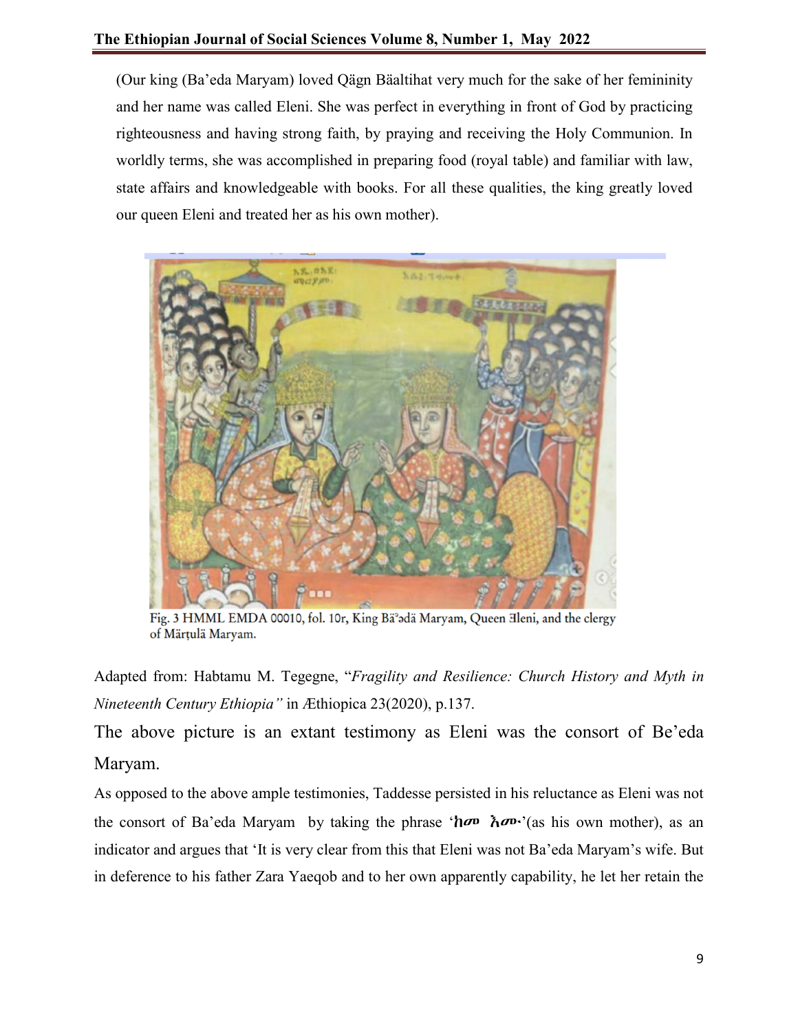(Our king (Ba'eda Maryam) loved Qägn Bäaltihat very much for the sake of her femininity and her name was called Eleni. She was perfect in everything in front of God by practicing righteousness and having strong faith, by praying and receiving the Holy Communion. In worldly terms, she was accomplished in preparing food (royal table) and familiar with law, state affairs and knowledgeable with books. For all these qualities, the king greatly loved our queen Eleni and treated her as his own mother).

Fig. 3 HMML EMDA 00010, fol. 10r, King Bäʾədä Maryam, Queen Ǝleni, and the clergy of Märṭulä Maryam.

Adapted from: Habtamu M. Tegegne, "*Fragility and Resilience: Church History and Myth in Nineteenth Century Ethiopia"* in Æthiopica 23(2020), p.137.

The above picture is an extant testimony as Eleni was the consort of Be'eda Maryam.

As opposed to the above ample testimonies, Taddesse persisted in his reluctance as Eleni was not the consort of Ba'eda Maryam by taking the phrase '**ከመ እሙ**'(as his own mother), as an indicator and argues that 'It is very clear from this that Eleni was not Ba'eda Maryam's wife. But in deference to his father Zara Yaeqob and to her own apparently capability, he let her retain the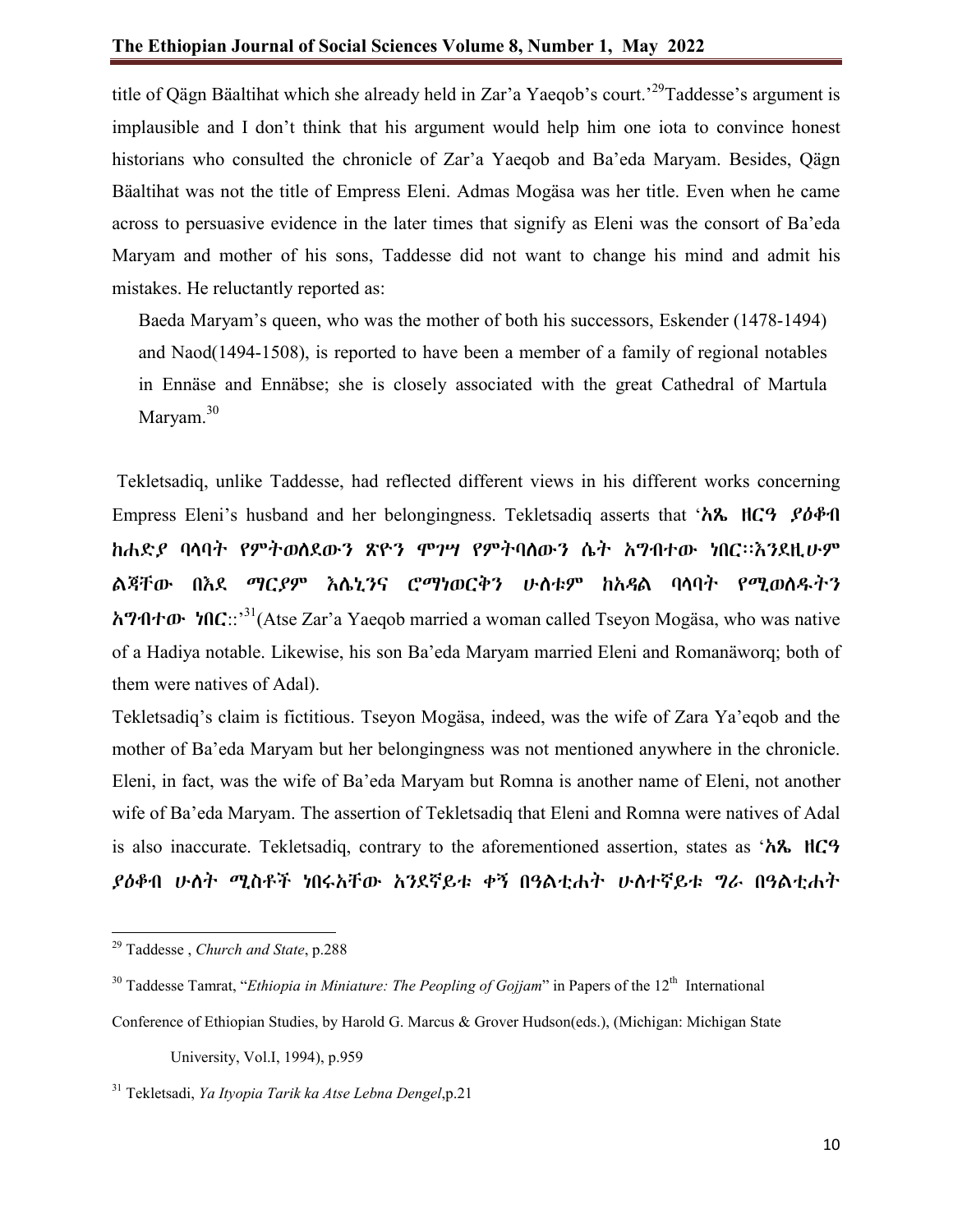title of Qägn Bäaltihat which she already held in Zar'a Yaeqob's court.'[29]Taddesse's argument is implausible and I don't think that his argument would help him one iota to convince honest historians who consulted the chronicle of Zar'a Yaeqob and Ba'eda Maryam. Besides, Qägn Bäaltihat was not the title of Empress Eleni. Admas Mogäsa was her title. Even when he came across to persuasive evidence in the later times that signify as Eleni was the consort of Ba'eda Maryam and mother of his sons, Taddesse did not want to change his mind and admit his mistakes. He reluctantly reported as:

> Baeda Maryam's queen, who was the mother of both his successors, Eskender (1478-1494) and Naod(1494-1508), is reported to have been a member of a family of regional notables in Ennäse and Ennäbse; she is closely associated with the great Cathedral of Martula Maryam.[30]

Tekletsadiq, unlike Taddesse, had reflected different views in his different works concerning Empress Eleni's husband and her belongingness. Tekletsadiq asserts that '**አጼ ዘርዓ ያዕቆብ ከሐድያ ባላባት የምትወለደውን ጽዮን ሞገሣ የምትባለውን ሴት አግብተው ነበር።እንደዚሁም ልጃቸው በእደ ማርያም እሌኒንና ሮማነወርቅን ሁለቱም ከአዳል ባላባት የሚወለዱትን አግብተው ነበር**።'[31](Atse Zar'a Yaeqob married a woman called Tseyon Mogäsa, who was native of a Hadiya notable. Likewise, his son Ba'eda Maryam married Eleni and Romanäworq; both of them were natives of Adal).

Tekletsadiq's claim is fictitious. Tseyon Mogäsa, indeed, was the wife of Zara Ya'eqob and the mother of Ba'eda Maryam but her belongingness was not mentioned anywhere in the chronicle. Eleni, in fact, was the wife of Ba'eda Maryam but Romna is another name of Eleni, not another wife of Ba'eda Maryam. The assertion of Tekletsadiq that Eleni and Romna were natives of Adal is also inaccurate. Tekletsadiq, contrary to the aforementioned assertion, states as '**አጼ ዘርዓ ያዕቆብ ሁለት ሚስቶች ነበሩአቸው አንደኛይቱ ቀኝ በዓልቲሐት ሁለተኛይቱ ግራ በዓልቲሐት**

---

[29] Taddesse , *Church and State*, p.288

[30] Taddesse Tamrat, "*Ethiopia in Miniature: The Peopling of Gojjam*" in Papers of the 12th International Conference of Ethiopian Studies, by Harold G. Marcus & Grover Hudson(eds.), (Michigan: Michigan State University, Vol.I, 1994), p.959

[31] Tekletsadi, *Ya Ityopia Tarik ka Atse Lebna Dengel*,p.21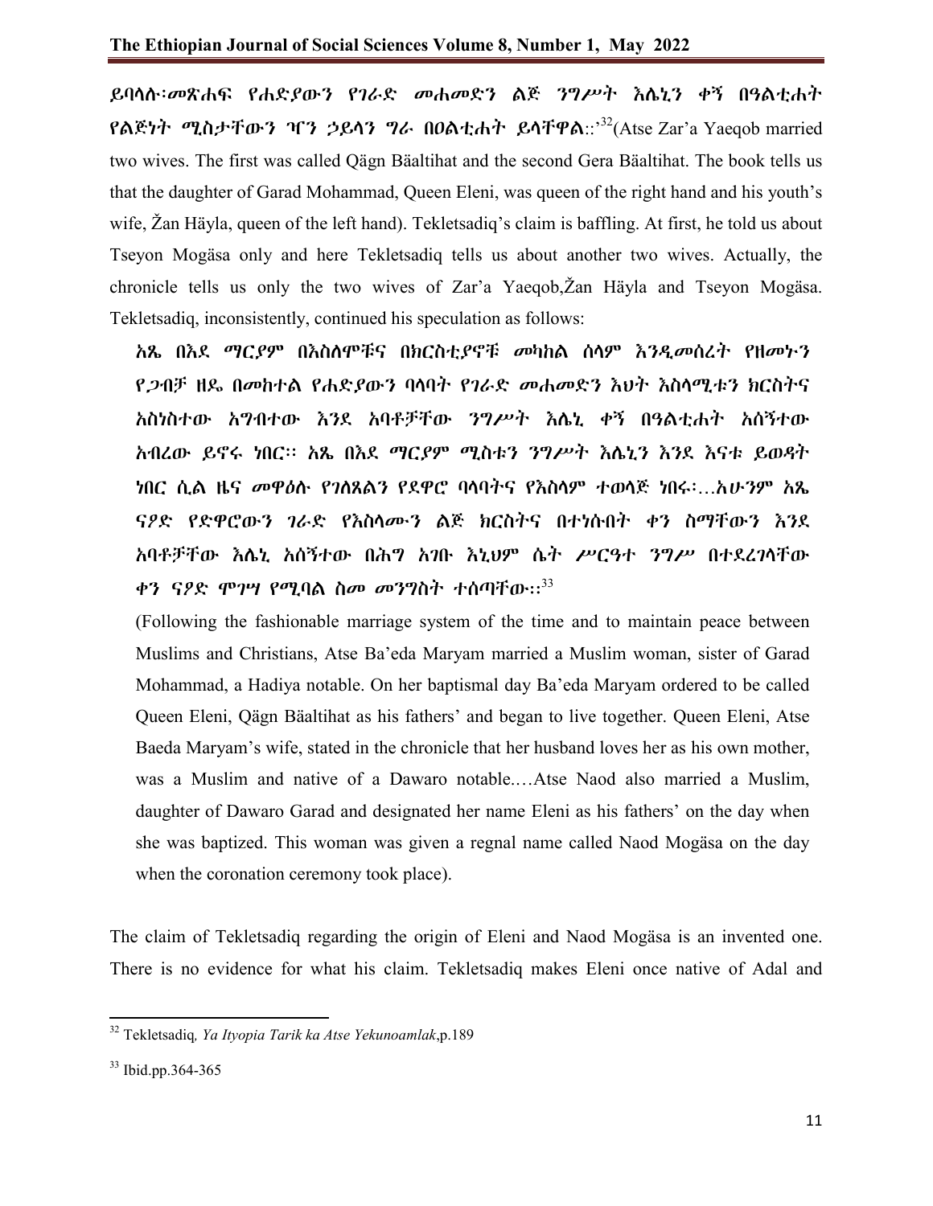**ይባላሉ፡መጽሐፍ የሐድያውን የገራድ መሐመድን ልጅ ንግሥት እሌኒን ቀኝ በዓልቲሐት የልጅነት ሚስታቸውን ዣን ኃይላን ግራ በዐልቲሐት ይላቸዋል**::'[32](Atse Zar'a Yaeqob married two wives. The first was called Qägn Bäaltihat and the second Gera Bäaltihat. The book tells us that the daughter of Garad Mohammad, Queen Eleni, was queen of the right hand and his youth's wife, Žan Häyla, queen of the left hand). Tekletsadiq's claim is baffling. At first, he told us about Tseyon Mogäsa only and here Tekletsadiq tells us about another two wives. Actually, the chronicle tells us only the two wives of Zar'a Yaeqob,Žan Häyla and Tseyon Mogäsa. Tekletsadiq, inconsistently, continued his speculation as follows:

> **አጼ በእደ ማርያም በእስለሞቹና በክርስቲያኖቹ መካከል ሰላም እንዲመሰረት የዘመኑን የጋብቻ ዘዴ በመከተል የሐድያውን ባላባት የገራድ መሐመድን እህት እስላሚቱን ክርስትና አስነስተው አግብተው እንደ አባቶቻቸው ንግሥት እሌኒ ቀኝ በዓልቲሐት አሰኝተው አብረው ይኖሩ ነበር። አጼ በእደ ማርያም ሚስቱን ንግሥት እሌኒን እንደ እናቱ ይወዳት ነበር ሲል ዜና መዋዕሉ የገለጸልን የደዋሮ ባላባትና የእስላም ተወላጅ ነበሩ፡…አሁንም አጼ ናዖድ የድዋሮውን ገራድ የእስላሙን ልጅ ክርስትና በተነሱበት ቀን ስማቸውን እንደ አባቶቻቸው እሌኒ አሰኝተው በሕግ አገቡ እኒህም ሴት ሥርዓተ ንግሥ በተደረገላቸው ቀን ናዖድ ሞገሣ የሚባል ስመ መንግስት ተሰጣቸው**::[33]
>
> (Following the fashionable marriage system of the time and to maintain peace between Muslims and Christians, Atse Ba'eda Maryam married a Muslim woman, sister of Garad Mohammad, a Hadiya notable. On her baptismal day Ba'eda Maryam ordered to be called Queen Eleni, Qägn Bäaltihat as his fathers' and began to live together. Queen Eleni, Atse Baeda Maryam's wife, stated in the chronicle that her husband loves her as his own mother, was a Muslim and native of a Dawaro notable.…Atse Naod also married a Muslim, daughter of Dawaro Garad and designated her name Eleni as his fathers' on the day when she was baptized. This woman was given a regnal name called Naod Mogäsa on the day when the coronation ceremony took place).

The claim of Tekletsadiq regarding the origin of Eleni and Naod Mogäsa is an invented one. There is no evidence for what his claim. Tekletsadiq makes Eleni once native of Adal and

---

[32] Tekletsadiq*, Ya Ityopia Tarik ka Atse Yekunoamlak*,p.189

[33] Ibid.pp.364-365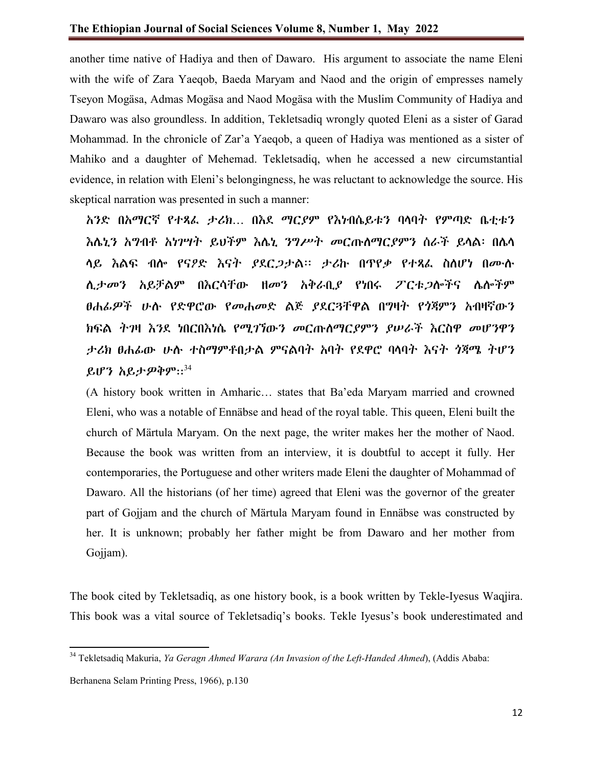another time native of Hadiya and then of Dawaro. His argument to associate the name Eleni with the wife of Zara Yaeqob, Baeda Maryam and Naod and the origin of empresses namely Tseyon Mogäsa, Admas Mogäsa and Naod Mogäsa with the Muslim Community of Hadiya and Dawaro was also groundless. In addition, Tekletsadiq wrongly quoted Eleni as a sister of Garad Mohammad. In the chronicle of Zar'a Yaeqob, a queen of Hadiya was mentioned as a sister of Mahiko and a daughter of Mehemad. Tekletsadiq, when he accessed a new circumstantial evidence, in relation with Eleni's belongingness, he was reluctant to acknowledge the source. His skeptical narration was presented in such a manner:

> *አንድ በአማርኛ የተጻፈ ታሪክ… በእደ ማርያም የእነብሴይቱን ባላባት የምጣድ ቤቲቱን እሌኒን አግብቶ አነገሣት ይህችም እሌኒ ንግሥት መርጡለማርያምን ሰራች ይላል፡ በሌላ ላይ እልፍ ብሎ የናዖድ እናት ያደርጋታል፡፡ ታሪኩ በጥየቃ የተጻፈ ስለሆነ በሙሉ ሊታመን አይቻልም በእርሳቸው ዘመን አቅራቢያ የነበሩ ፖርቱጋሎችና ሌሎችም ፀሐፊዎች ሁሉ የድዋሮው የመሐመድ ልጅ ያደርጓቸዋል በግዛት የጎጃምን አብዛኛውን ክፍል ትገዛ እንደ ነበርበእነሴ የሚገኘውን መርጡለማርያምን ያሠራች እርስዋ መሆንዋን ታሪክ ፀሐፊው ሁሉ ተስማምቶበታል ምናልባት አባት የደዋሮ ባላባት እናት ጎጃሜ ትሆን ይሆን አይታዎቅም፡፡*[34]
>
> (A history book written in Amharic… states that Ba'eda Maryam married and crowned Eleni, who was a notable of Ennäbse and head of the royal table. This queen, Eleni built the church of Märtula Maryam. On the next page, the writer makes her the mother of Naod. Because the book was written from an interview, it is doubtful to accept it fully. Her contemporaries, the Portuguese and other writers made Eleni the daughter of Mohammad of Dawaro. All the historians (of her time) agreed that Eleni was the governor of the greater part of Gojjam and the church of Märtula Maryam found in Ennäbse was constructed by her. It is unknown; probably her father might be from Dawaro and her mother from Gojjam).

The book cited by Tekletsadiq, as one history book, is a book written by Tekle-Iyesus Waqjira. This book was a vital source of Tekletsadiq's books. Tekle Iyesus's book underestimated and

---

[34] Tekletsadiq Makuria, *Ya Geragn Ahmed Warara (An Invasion of the Left-Handed Ahmed)*, (Addis Ababa: Berhanena Selam Printing Press, 1966), p.130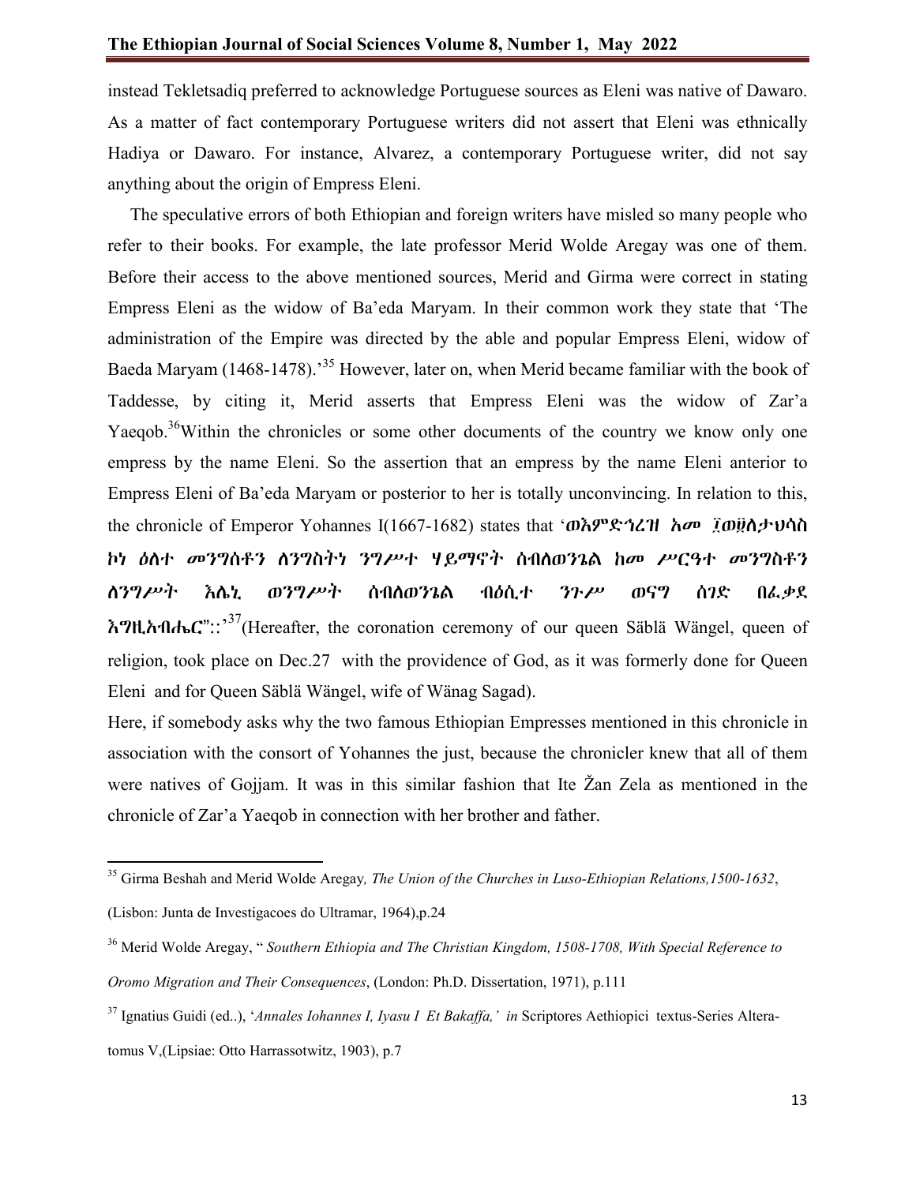instead Tekletsadiq preferred to acknowledge Portuguese sources as Eleni was native of Dawaro. As a matter of fact contemporary Portuguese writers did not assert that Eleni was ethnically Hadiya or Dawaro. For instance, Alvarez, a contemporary Portuguese writer, did not say anything about the origin of Empress Eleni.

The speculative errors of both Ethiopian and foreign writers have misled so many people who refer to their books. For example, the late professor Merid Wolde Aregay was one of them. Before their access to the above mentioned sources, Merid and Girma were correct in stating Empress Eleni as the widow of Ba'eda Maryam. In their common work they state that 'The administration of the Empire was directed by the able and popular Empress Eleni, widow of Baeda Maryam (1468-1478).'[35] However, later on, when Merid became familiar with the book of Taddesse, by citing it, Merid asserts that Empress Eleni was the widow of Zar'a Yaeqob.[36] Within the chronicles or some other documents of the country we know only one empress by the name Eleni. So the assertion that an empress by the name Eleni anterior to Empress Eleni of Ba'eda Maryam or posterior to her is totally unconvincing. In relation to this, the chronicle of Emperor Yohannes I(1667-1682) states that '**ወእምድኅረዝ አመ ፳ወ፯ለታህሳስ ኮነ ዕለተ መንግሰቶን ለንግስትነ ንግሥተ ሃይማኖት ሰብለወንጌል ከመ ሥርዓተ መንግስቶን ለንግሥት እሌኒ ወንግሥት ሰብለወንጌል ብዕሲተ ንጉሥ ወናግ ሰገድ በፈቃደ እግዚአብሔር"::**'[37] (Hereafter, the coronation ceremony of our queen Säblä Wängel, queen of religion, took place on Dec.27 with the providence of God, as it was formerly done for Queen Eleni and for Queen Säblä Wängel, wife of Wänag Sagad).

Here, if somebody asks why the two famous Ethiopian Empresses mentioned in this chronicle in association with the consort of Yohannes the just, because the chronicler knew that all of them were natives of Gojjam. It was in this similar fashion that Ite Žan Zela as mentioned in the chronicle of Zar'a Yaeqob in connection with her brother and father.

---

[35] Girma Beshah and Merid Wolde Aregay, *The Union of the Churches in Luso-Ethiopian Relations,1500-1632*, (Lisbon: Junta de Investigacoes do Ultramar, 1964),p.24

[36] Merid Wolde Aregay, " *Southern Ethiopia and The Christian Kingdom, 1508-1708, With Special Reference to Oromo Migration and Their Consequences*, (London: Ph.D. Dissertation, 1971), p.111

[37] Ignatius Guidi (ed..), '*Annales Iohannes I, Iyasu I Et Bakaffa,' in* Scriptores Aethiopici textus-Series Altera-tomus V,(Lipsiae: Otto Harrassotwitz, 1903), p.7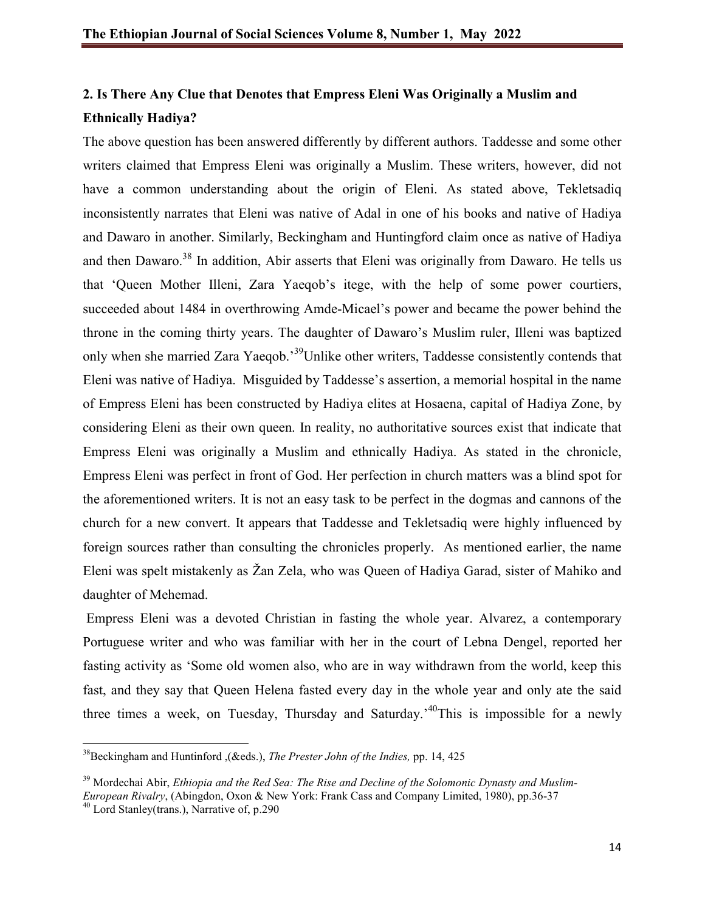## 2. Is There Any Clue that Denotes that Empress Eleni Was Originally a Muslim and Ethnically Hadiya?

The above question has been answered differently by different authors. Taddesse and some other writers claimed that Empress Eleni was originally a Muslim. These writers, however, did not have a common understanding about the origin of Eleni. As stated above, Tekletsadiq inconsistently narrates that Eleni was native of Adal in one of his books and native of Hadiya and Dawaro in another. Similarly, Beckingham and Huntingford claim once as native of Hadiya and then Dawaro.[38] In addition, Abir asserts that Eleni was originally from Dawaro. He tells us that 'Queen Mother Illeni, Zara Yaeqob's itege, with the help of some power courtiers, succeeded about 1484 in overthrowing Amde-Micael's power and became the power behind the throne in the coming thirty years. The daughter of Dawaro's Muslim ruler, Illeni was baptized only when she married Zara Yaeqob.'[39] Unlike other writers, Taddesse consistently contends that Eleni was native of Hadiya. Misguided by Taddesse's assertion, a memorial hospital in the name of Empress Eleni has been constructed by Hadiya elites at Hosaena, capital of Hadiya Zone, by considering Eleni as their own queen. In reality, no authoritative sources exist that indicate that Empress Eleni was originally a Muslim and ethnically Hadiya. As stated in the chronicle, Empress Eleni was perfect in front of God. Her perfection in church matters was a blind spot for the aforementioned writers. It is not an easy task to be perfect in the dogmas and cannons of the church for a new convert. It appears that Taddesse and Tekletsadiq were highly influenced by foreign sources rather than consulting the chronicles properly. As mentioned earlier, the name Eleni was spelt mistakenly as Žan Zela, who was Queen of Hadiya Garad, sister of Mahiko and daughter of Mehemad.

Empress Eleni was a devoted Christian in fasting the whole year. Alvarez, a contemporary Portuguese writer and who was familiar with her in the court of Lebna Dengel, reported her fasting activity as 'Some old women also, who are in way withdrawn from the world, keep this fast, and they say that Queen Helena fasted every day in the whole year and only ate the said three times a week, on Tuesday, Thursday and Saturday.'[40] This is impossible for a newly

---

[38] Beckingham and Huntinford ,(&eds.), *The Prester John of the Indies,* pp. 14, 425

[39] Mordechai Abir, *Ethiopia and the Red Sea: The Rise and Decline of the Solomonic Dynasty and Muslim-European Rivalry*, (Abingdon, Oxon & New York: Frank Cass and Company Limited, 1980), pp.36-37

[40] Lord Stanley(trans.), Narrative of, p.290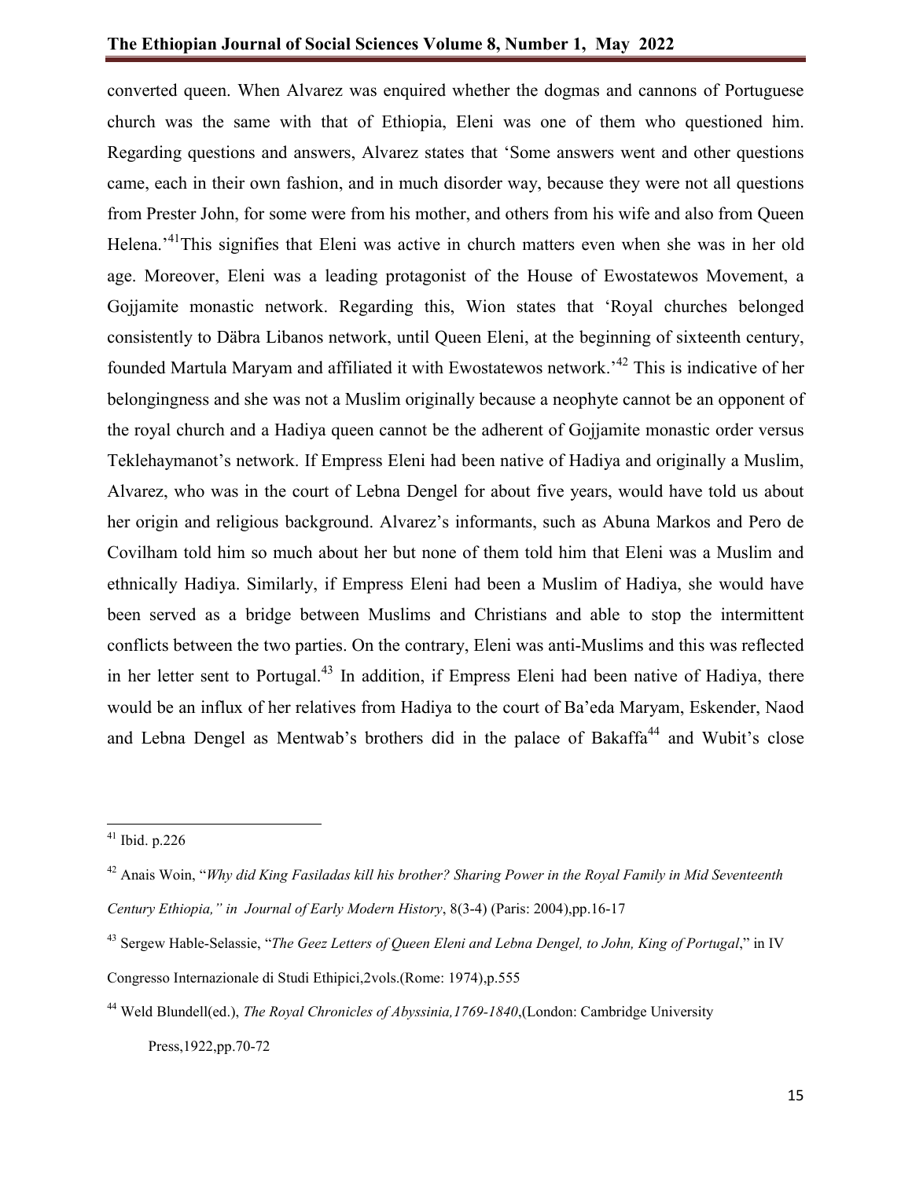converted queen. When Alvarez was enquired whether the dogmas and cannons of Portuguese church was the same with that of Ethiopia, Eleni was one of them who questioned him. Regarding questions and answers, Alvarez states that 'Some answers went and other questions came, each in their own fashion, and in much disorder way, because they were not all questions from Prester John, for some were from his mother, and others from his wife and also from Queen Helena.'[41]This signifies that Eleni was active in church matters even when she was in her old age. Moreover, Eleni was a leading protagonist of the House of Ewostatewos Movement, a Gojjamite monastic network. Regarding this, Wion states that 'Royal churches belonged consistently to Däbra Libanos network, until Queen Eleni, at the beginning of sixteenth century, founded Martula Maryam and affiliated it with Ewostatewos network.'[42] This is indicative of her belongingness and she was not a Muslim originally because a neophyte cannot be an opponent of the royal church and a Hadiya queen cannot be the adherent of Gojjamite monastic order versus Teklehaymanot's network. If Empress Eleni had been native of Hadiya and originally a Muslim, Alvarez, who was in the court of Lebna Dengel for about five years, would have told us about her origin and religious background. Alvarez's informants, such as Abuna Markos and Pero de Covilham told him so much about her but none of them told him that Eleni was a Muslim and ethnically Hadiya. Similarly, if Empress Eleni had been a Muslim of Hadiya, she would have been served as a bridge between Muslims and Christians and able to stop the intermittent conflicts between the two parties. On the contrary, Eleni was anti-Muslims and this was reflected in her letter sent to Portugal.[43] In addition, if Empress Eleni had been native of Hadiya, there would be an influx of her relatives from Hadiya to the court of Ba'eda Maryam, Eskender, Naod and Lebna Dengel as Mentwab's brothers did in the palace of Bakaffa[44] and Wubit's close

---

[41] Ibid. p.226

[42] Anais Woin, "*Why did King Fasiladas kill his brother? Sharing Power in the Royal Family in Mid Seventeenth Century Ethiopia," in Journal of Early Modern History*, 8(3-4) (Paris: 2004),pp.16-17

[43] Sergew Hable-Selassie, "*The Geez Letters of Queen Eleni and Lebna Dengel, to John, King of Portugal*," in IV Congresso Internazionale di Studi Ethipici,2vols.(Rome: 1974),p.555

[44] Weld Blundell(ed.), *The Royal Chronicles of Abyssinia,1769-1840*,(London: Cambridge University Press,1922,pp.70-72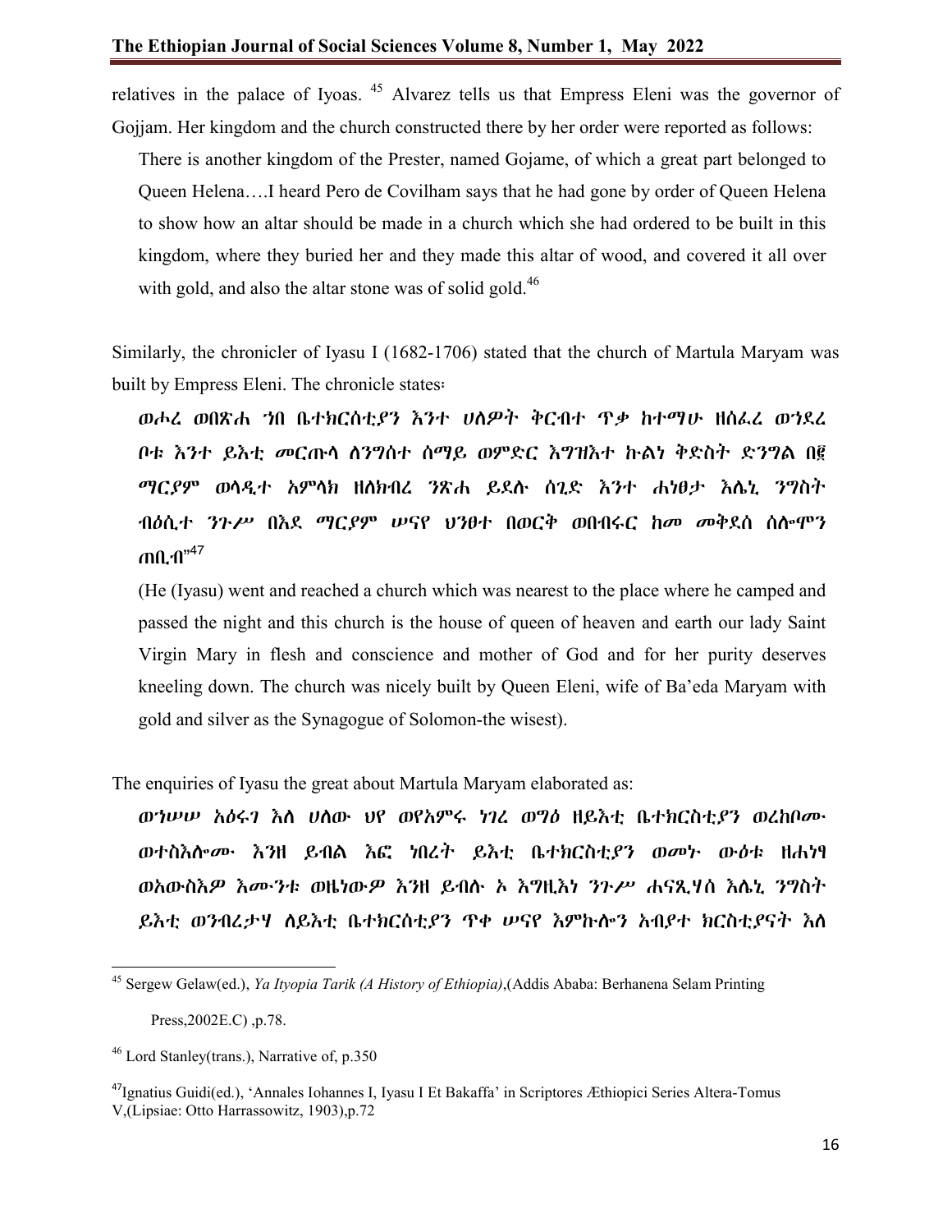relatives in the palace of Iyoas. [45] Alvarez tells us that Empress Eleni was the governor of Gojjam. Her kingdom and the church constructed there by her order were reported as follows:

> There is another kingdom of the Prester, named Gojame, of which a great part belonged to Queen Helena….I heard Pero de Covilham says that he had gone by order of Queen Helena to show how an altar should be made in a church which she had ordered to be built in this kingdom, where they buried her and they made this altar of wood, and covered it all over with gold, and also the altar stone was of solid gold.[46]

Similarly, the chronicler of Iyasu I (1682-1706) stated that the church of Martula Maryam was built by Empress Eleni. The chronicle states፡

> ***ወሖረ ወበጽሐ ኀበ ቤተክርስቲያን እንተ ሀለዎት ቅርብተ ጥቃ ከተማሁ ዘሰፈረ ወኀደረ ቦቱ እንተ ይእቲ መርጡላ ለንግሰተ ሰማይ ወምድር እግዝእተ ኵልነ ቅድስት ድንግል በ፪ ማርያም ወላዲተ አምላክ ዘለክብረ ንጽሐ ይደሉ ሰጊድ እንተ ሐነፀታ እሌኒ ንግስት ብዕሲተ ንጉሥ በእደ ማርያም ሠናየ ህንፀተ በወርቅ ወበብሩር ከመ መቅደሰ ሰሎሞን ጠቢብ***"[47]
>
> (He (Iyasu) went and reached a church which was nearest to the place where he camped and passed the night and this church is the house of queen of heaven and earth our lady Saint Virgin Mary in flesh and conscience and mother of God and for her purity deserves kneeling down. The church was nicely built by Queen Eleni, wife of Ba'eda Maryam with gold and silver as the Synagogue of Solomon-the wisest).

The enquiries of Iyasu the great about Martula Maryam elaborated as:

> ***ወኀሠሠ አዕሩገ እለ ሀለው ህየ ወየአምሩ ነገረ ወግዕ ዘይእቲ ቤተክርስቲያን ወረከቦሙ ወተስእሎሙ እንዘ ይብል እፎ ነበረት ይእቲ ቤተክርስቲያን ወመኑ ውዕቱ ዘሐነፃ ወአውስእዎ እሙንቱ ወዜነውዎ እንዘ ይብሉ ኦ እግዚእነ ንጉሥ ሐናጺሃሰ እሌኒ ንግስት ይእቲ ወንበረታሃ ለይእቲ ቤተክርሰቲያን ጥቀ ሠናየ እምኩሎን አብያተ ክርስቲያናት እለ***

---

[45] Sergew Gelaw(ed.), *Ya Ityopia Tarik (A History of Ethiopia)*,(Addis Ababa: Berhanena Selam Printing Press,2002E.C) ,p.78.

[46] Lord Stanley(trans.), Narrative of, p.350

[47] Ignatius Guidi(ed.), 'Annales Iohannes I, Iyasu I Et Bakaffa' in Scriptores Æthiopici Series Altera-Tomus V,(Lipsiae: Otto Harrassowitz, 1903),p.72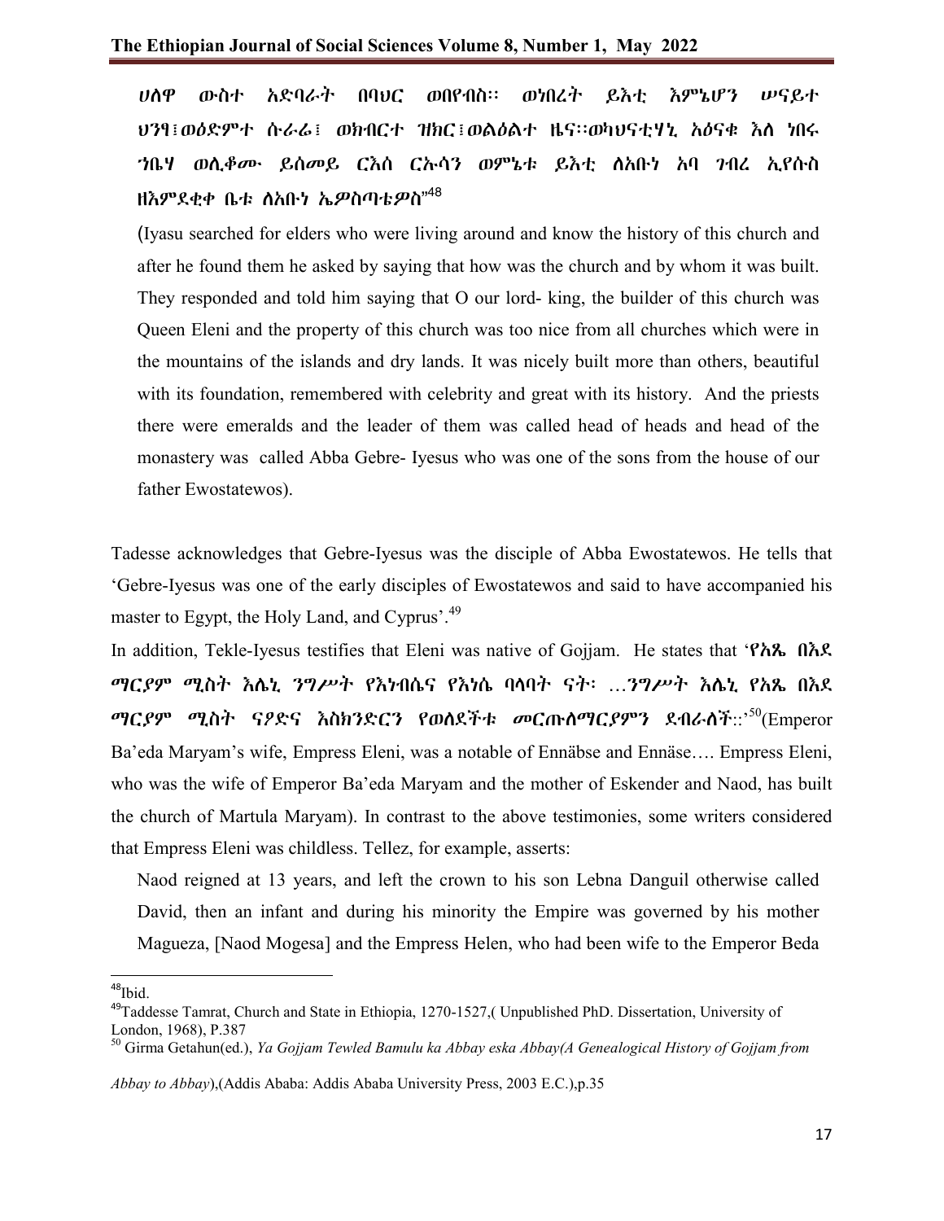**ሀለዎ ውስተ አድባራት በባህር ወበየብስ፡፡ ወነበረት ይእቲ እምኔሆን ሠናይተ ህንፃ፤ወዕድምተ ሱራሬ፤ ወክብርተ ዝክር፤ወልዕልተ ዜና፡፡ወካህናቲሃኒ አዕናቁ እለ ነበሩ ኀቤሃ ወሊቆሙ ይሰመይ ርእሰ ርኡሳን ወምኔቱ ይእቲ ለአቡነ አባ ገብረ ኢየሱስ ዘእምደቂቀ ቤቱ ለአቡነ ኤዎስጣቴዎስ**"[48]

(Iyasu searched for elders who were living around and know the history of this church and after he found them he asked by saying that how was the church and by whom it was built. They responded and told him saying that O our lord- king, the builder of this church was Queen Eleni and the property of this church was too nice from all churches which were in the mountains of the islands and dry lands. It was nicely built more than others, beautiful with its foundation, remembered with celebrity and great with its history. And the priests there were emeralds and the leader of them was called head of heads and head of the monastery was called Abba Gebre- Iyesus who was one of the sons from the house of our father Ewostatewos).

Tadesse acknowledges that Gebre-Iyesus was the disciple of Abba Ewostatewos. He tells that 'Gebre-Iyesus was one of the early disciples of Ewostatewos and said to have accompanied his master to Egypt, the Holy Land, and Cyprus'.[49]

In addition, Tekle-Iyesus testifies that Eleni was native of Gojjam. He states that '**የአጼ በእደ ማርያም ሚስት እሌኒ ንግሥት የእነብሴና የእነሴ ባላባት ናት፡ …ንግሥት እሌኒ የአጼ በእደ ማርያም ሚስት ናዖድና እስክንድርን የወለደችቱ መርጡለማርያምን ደብራለች**::'[50](Emperor Ba'eda Maryam's wife, Empress Eleni, was a notable of Ennäbse and Ennäse…. Empress Eleni, who was the wife of Emperor Ba'eda Maryam and the mother of Eskender and Naod, has built the church of Martula Maryam). In contrast to the above testimonies, some writers considered that Empress Eleni was childless. Tellez, for example, asserts:

> Naod reigned at 13 years, and left the crown to his son Lebna Danguil otherwise called David, then an infant and during his minority the Empire was governed by his mother Magueza, [Naod Mogesa] and the Empress Helen, who had been wife to the Emperor Beda

---

[48] Ibid.

[49] Taddesse Tamrat, Church and State in Ethiopia, 1270-1527,( Unpublished PhD. Dissertation, University of London, 1968), P.387

[50] Girma Getahun(ed.), *Ya Gojjam Tewled Bamulu ka Abbay eska Abbay(A Genealogical History of Gojjam from Abbay to Abbay*),(Addis Ababa: Addis Ababa University Press, 2003 E.C.),p.35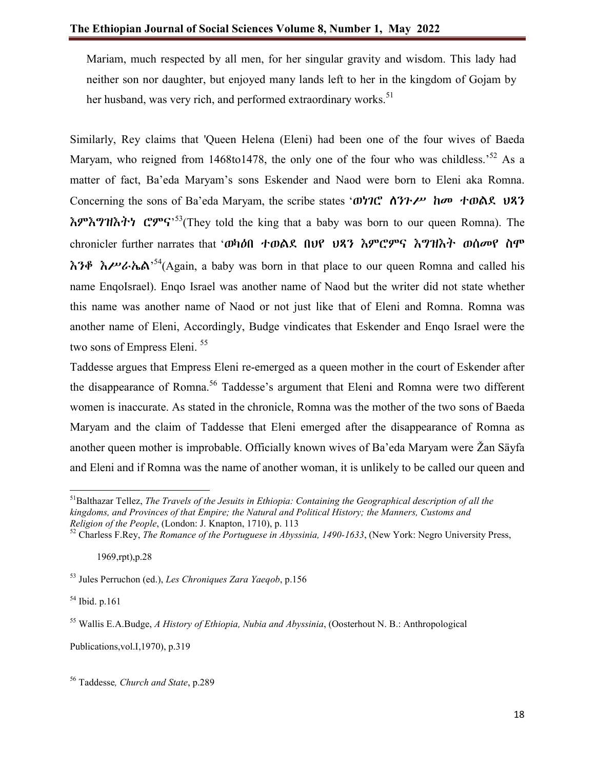Mariam, much respected by all men, for her singular gravity and wisdom. This lady had neither son nor daughter, but enjoyed many lands left to her in the kingdom of Gojam by her husband, was very rich, and performed extraordinary works.[51]

Similarly, Rey claims that 'Queen Helena (Eleni) had been one of the four wives of Baeda Maryam, who reigned from 1468to1478, the only one of the four who was childless.'[52] As a matter of fact, Ba'eda Maryam's sons Eskender and Naod were born to Eleni aka Romna. Concerning the sons of Ba'eda Maryam, the scribe states '**ወነገሮ ለንጉሥ ከመ ተወልደ ህጻን እምእግዝእትነ ሮምና**'[53](They told the king that a baby was born to our queen Romna). The chronicler further narrates that '**ወካዕበ ተወልደ በህየ ህጻን እምሮምና እግዝእት ወሰመየ ስሞ እንቆ እሥራኤል**'[54](Again, a baby was born in that place to our queen Romna and called his name EnqoIsrael). Enqo Israel was another name of Naod but the writer did not state whether this name was another name of Naod or not just like that of Eleni and Romna. Romna was another name of Eleni, Accordingly, Budge vindicates that Eskender and Enqo Israel were the two sons of Empress Eleni.[55]

Taddesse argues that Empress Eleni re-emerged as a queen mother in the court of Eskender after the disappearance of Romna.[56] Taddesse's argument that Eleni and Romna were two different women is inaccurate. As stated in the chronicle, Romna was the mother of the two sons of Baeda Maryam and the claim of Taddesse that Eleni emerged after the disappearance of Romna as another queen mother is improbable. Officially known wives of Ba'eda Maryam were Žan Säyfa and Eleni and if Romna was the name of another woman, it is unlikely to be called our queen and

---

[51]Balthazar Tellez, *The Travels of the Jesuits in Ethiopia: Containing the Geographical description of all the kingdoms, and Provinces of that Empire; the Natural and Political History; the Manners, Customs and Religion of the People*, (London: J. Knapton, 1710), p. 113

[52] Charless F.Rey, *The Romance of the Portuguese in Abyssinia, 1490-1633*, (New York: Negro University Press, 1969,rpt),p.28

[53] Jules Perruchon (ed.), *Les Chroniques Zara Yaeqob*, p.156

[54] Ibid. p.161

[55] Wallis E.A.Budge, *A History of Ethiopia, Nubia and Abyssinia*, (Oosterhout N. B.: Anthropological Publications,vol.I,1970), p.319

[56] Taddesse*, Church and State*, p.289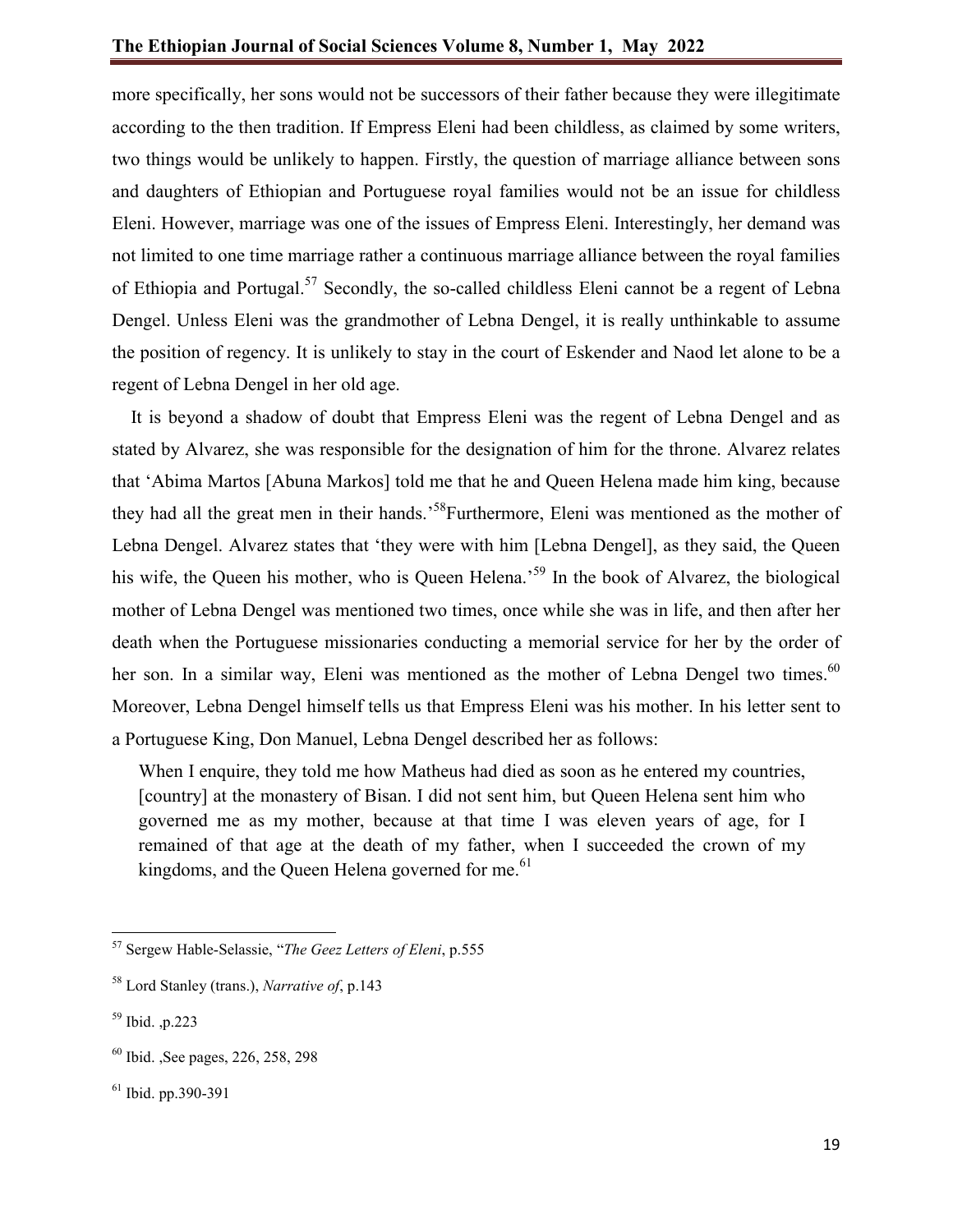more specifically, her sons would not be successors of their father because they were illegitimate according to the then tradition. If Empress Eleni had been childless, as claimed by some writers, two things would be unlikely to happen. Firstly, the question of marriage alliance between sons and daughters of Ethiopian and Portuguese royal families would not be an issue for childless Eleni. However, marriage was one of the issues of Empress Eleni. Interestingly, her demand was not limited to one time marriage rather a continuous marriage alliance between the royal families of Ethiopia and Portugal.[57] Secondly, the so-called childless Eleni cannot be a regent of Lebna Dengel. Unless Eleni was the grandmother of Lebna Dengel, it is really unthinkable to assume the position of regency. It is unlikely to stay in the court of Eskender and Naod let alone to be a regent of Lebna Dengel in her old age.

It is beyond a shadow of doubt that Empress Eleni was the regent of Lebna Dengel and as stated by Alvarez, she was responsible for the designation of him for the throne. Alvarez relates that 'Abima Martos [Abuna Markos] told me that he and Queen Helena made him king, because they had all the great men in their hands.'[58]Furthermore, Eleni was mentioned as the mother of Lebna Dengel. Alvarez states that 'they were with him [Lebna Dengel], as they said, the Queen his wife, the Queen his mother, who is Queen Helena.'[59] In the book of Alvarez, the biological mother of Lebna Dengel was mentioned two times, once while she was in life, and then after her death when the Portuguese missionaries conducting a memorial service for her by the order of her son. In a similar way, Eleni was mentioned as the mother of Lebna Dengel two times.[60] Moreover, Lebna Dengel himself tells us that Empress Eleni was his mother. In his letter sent to a Portuguese King, Don Manuel, Lebna Dengel described her as follows:

> When I enquire, they told me how Matheus had died as soon as he entered my countries, [country] at the monastery of Bisan. I did not sent him, but Queen Helena sent him who governed me as my mother, because at that time I was eleven years of age, for I remained of that age at the death of my father, when I succeeded the crown of my kingdoms, and the Queen Helena governed for me.[61]

---

[57] Sergew Hable-Selassie, "*The Geez Letters of Eleni*, p.555

[58] Lord Stanley (trans.), *Narrative of*, p.143

[59] Ibid. ,p.223

[60] Ibid. ,See pages, 226, 258, 298

[61] Ibid. pp.390-391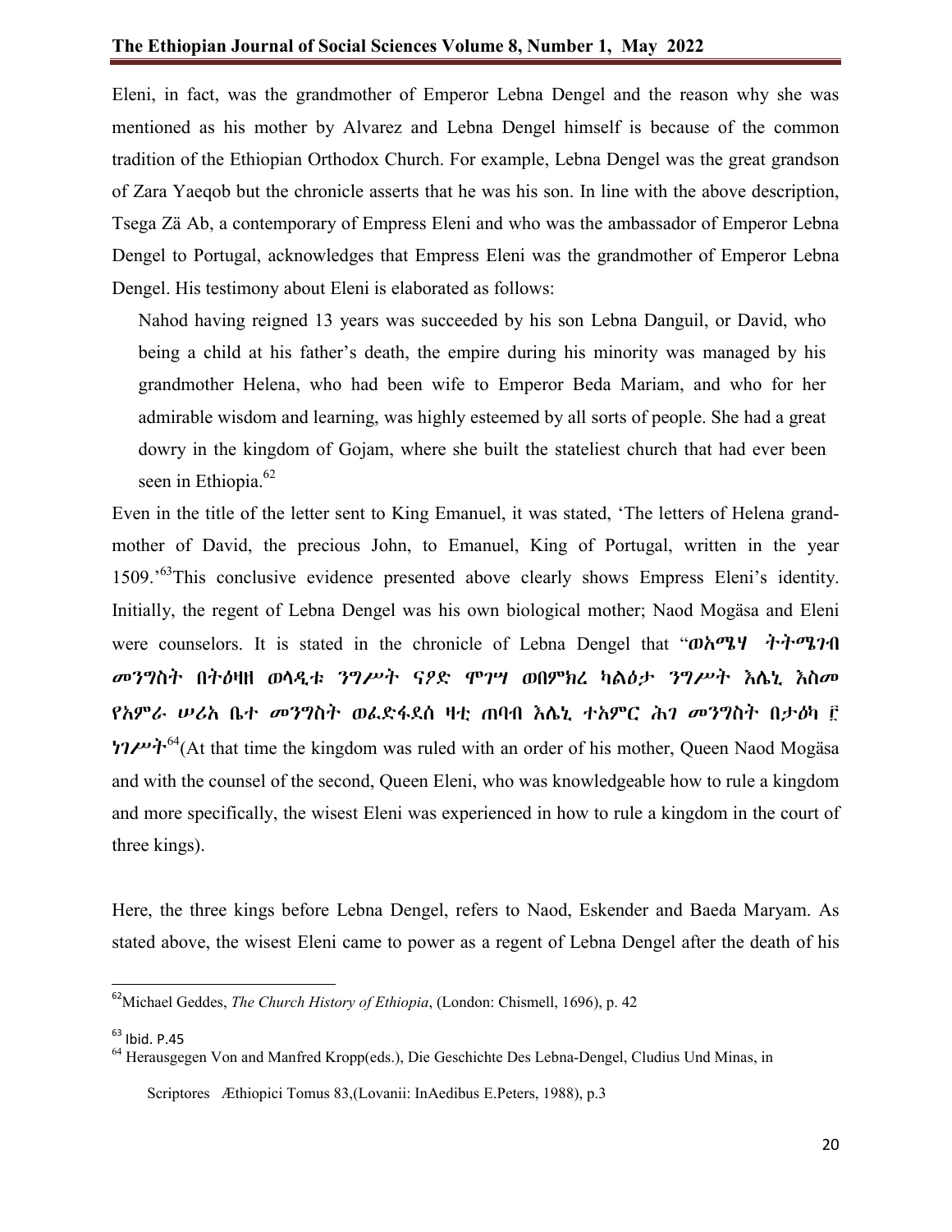Eleni, in fact, was the grandmother of Emperor Lebna Dengel and the reason why she was mentioned as his mother by Alvarez and Lebna Dengel himself is because of the common tradition of the Ethiopian Orthodox Church. For example, Lebna Dengel was the great grandson of Zara Yaeqob but the chronicle asserts that he was his son. In line with the above description, Tsega Zä Ab, a contemporary of Empress Eleni and who was the ambassador of Emperor Lebna Dengel to Portugal, acknowledges that Empress Eleni was the grandmother of Emperor Lebna Dengel. His testimony about Eleni is elaborated as follows:

> Nahod having reigned 13 years was succeeded by his son Lebna Danguil, or David, who being a child at his father's death, the empire during his minority was managed by his grandmother Helena, who had been wife to Emperor Beda Mariam, and who for her admirable wisdom and learning, was highly esteemed by all sorts of people. She had a great dowry in the kingdom of Gojam, where she built the stateliest church that had ever been seen in Ethiopia.[62]

Even in the title of the letter sent to King Emanuel, it was stated, 'The letters of Helena grand-mother of David, the precious John, to Emanuel, King of Portugal, written in the year 1509.'[63]This conclusive evidence presented above clearly shows Empress Eleni's identity. Initially, the regent of Lebna Dengel was his own biological mother; Naod Mogäsa and Eleni were counselors. It is stated in the chronicle of Lebna Dengel that "**ወአሜሃ ትትሜገብ መንግስት በትዕዛዘ ወላዲቱ ንግሥት ናዖድ ሞገሣ ወበምክረ ካልዕታ ንግሥት እሌኒ እስመ የአምራ ሠሪአ ቤተ መንግስት ወፈድፋደሰ ዛቲ ጠባብ እሌኒ ተአምር ሕገ መንግስት በታዕካ ፫ ነገሥት**[64](At that time the kingdom was ruled with an order of his mother, Queen Naod Mogäsa and with the counsel of the second, Queen Eleni, who was knowledgeable how to rule a kingdom and more specifically, the wisest Eleni was experienced in how to rule a kingdom in the court of three kings).

Here, the three kings before Lebna Dengel, refers to Naod, Eskender and Baeda Maryam. As stated above, the wisest Eleni came to power as a regent of Lebna Dengel after the death of his

---

[62] Michael Geddes, *The Church History of Ethiopia*, (London: Chismell, 1696), p. 42

[63] Ibid. P.45

[64] Herausgegen Von and Manfred Kropp(eds.), Die Geschichte Des Lebna-Dengel, Cludius Und Minas, in Scriptores Æthiopici Tomus 83,(Lovanii: InAedibus E.Peters, 1988), p.3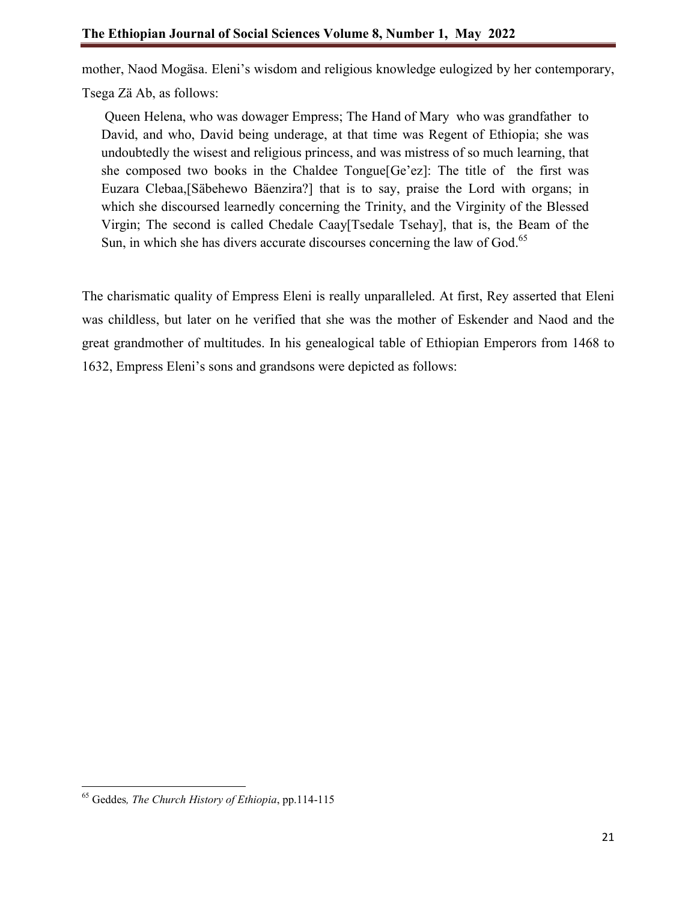mother, Naod Mogäsa. Eleni's wisdom and religious knowledge eulogized by her contemporary, Tsega Zä Ab, as follows:

> Queen Helena, who was dowager Empress; The Hand of Mary who was grandfather to David, and who, David being underage, at that time was Regent of Ethiopia; she was undoubtedly the wisest and religious princess, and was mistress of so much learning, that she composed two books in the Chaldee Tongue[Ge'ez]: The title of the first was Euzara Clebaa,[Säbehewo Bäenzira?] that is to say, praise the Lord with organs; in which she discoursed learnedly concerning the Trinity, and the Virginity of the Blessed Virgin; The second is called Chedale Caay[Tsedale Tsehay], that is, the Beam of the Sun, in which she has divers accurate discourses concerning the law of God.[65]

The charismatic quality of Empress Eleni is really unparalleled. At first, Rey asserted that Eleni was childless, but later on he verified that she was the mother of Eskender and Naod and the great grandmother of multitudes. In his genealogical table of Ethiopian Emperors from 1468 to 1632, Empress Eleni's sons and grandsons were depicted as follows:

---

[65] Geddes, *The Church History of Ethiopia*, pp.114-115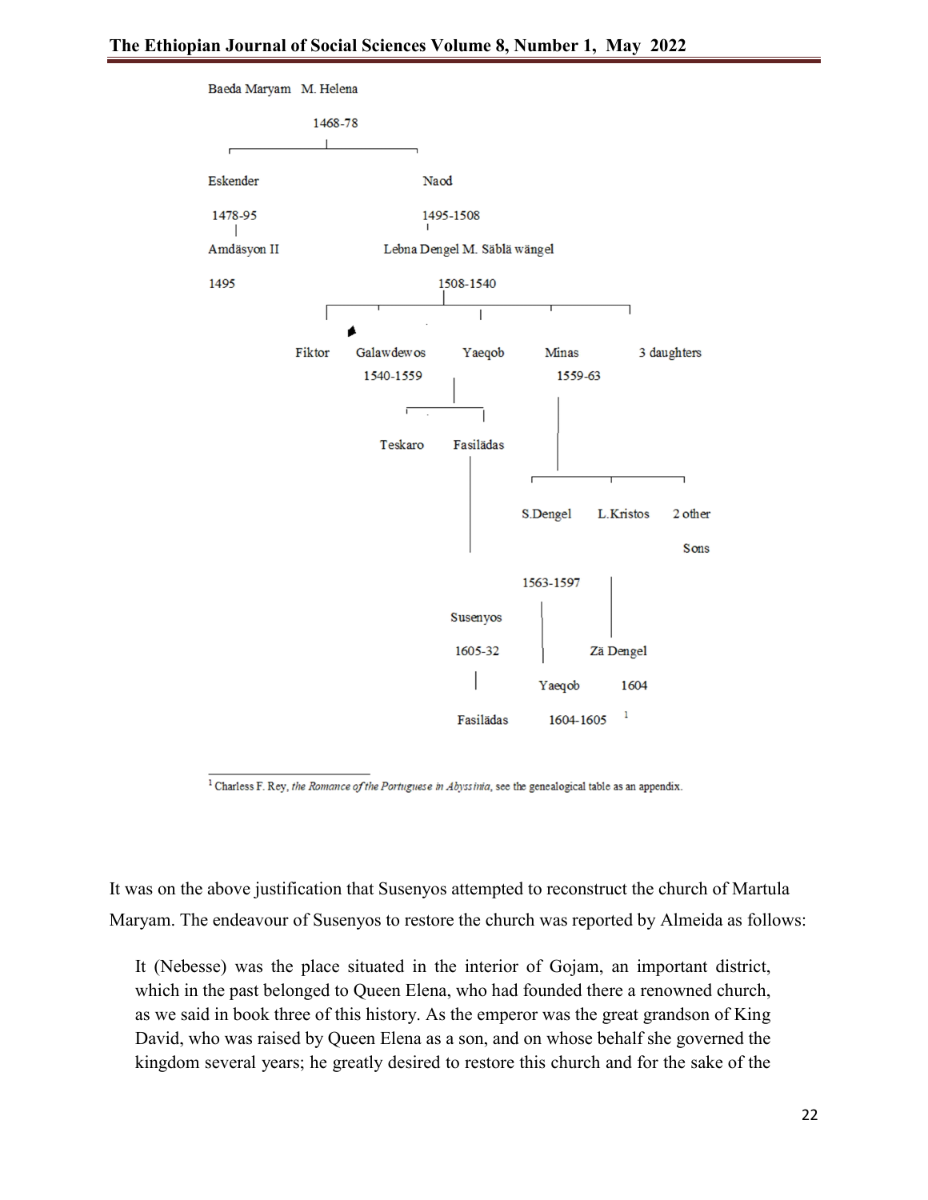Baeda Maryam M. Helena

1468-78

Eskender

1478-95

Amdäsyon II

1495

Naod

1495-1508

Lebna Dengel M. Säblä wängel

1508-1540

Fiktor

Galawdewos

1540-1559

Yaeqob

Minas

1559-63

3 daughters

Teskaro

Fasilädas

S.Dengel

1563-1597

L.Kristos

2 other Sons

Susenyos

1605-32

Zä Dengel

1604

Yaeqob

1604-1605 [1]

Fasilädas

[1] Charless F. Rey, *the Romance of the Portuguese in Abyssinia*, see the genealogical table as an appendix.

It was on the above justification that Susenyos attempted to reconstruct the church of Martula Maryam. The endeavour of Susenyos to restore the church was reported by Almeida as follows:

> It (Nebesse) was the place situated in the interior of Gojam, an important district, which in the past belonged to Queen Elena, who had founded there a renowned church, as we said in book three of this history. As the emperor was the great grandson of King David, who was raised by Queen Elena as a son, and on whose behalf she governed the kingdom several years; he greatly desired to restore this church and for the sake of the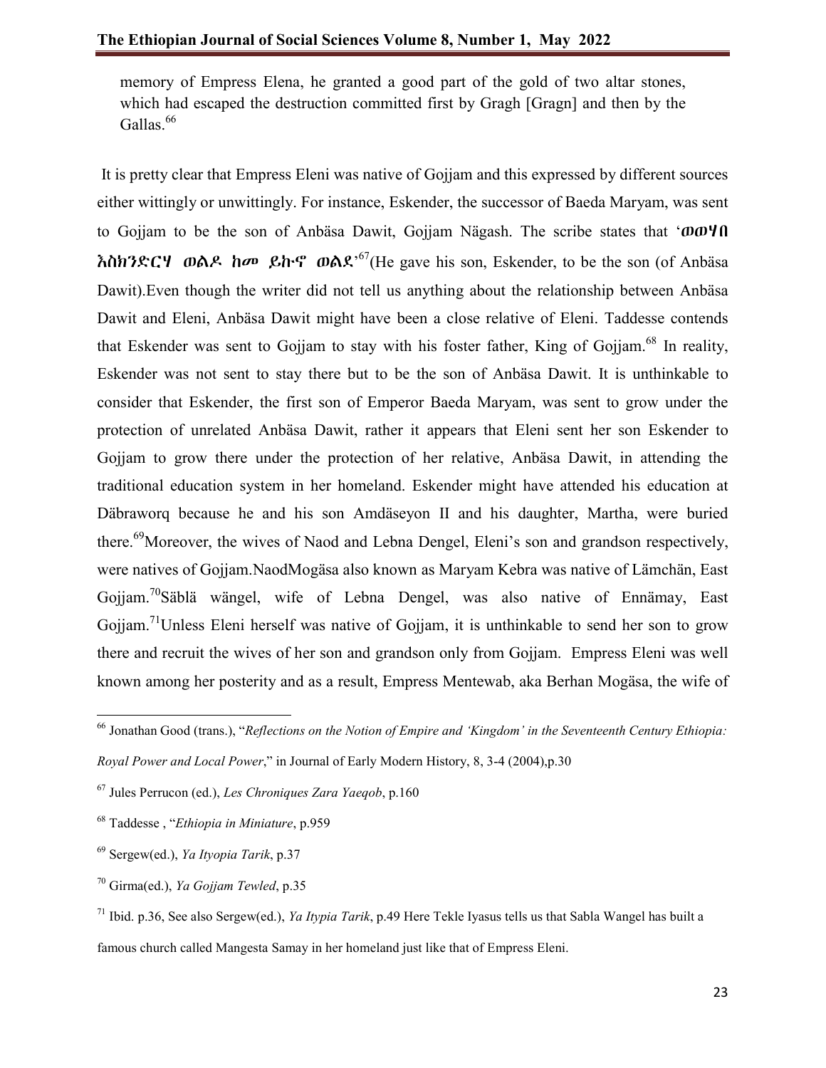memory of Empress Elena, he granted a good part of the gold of two altar stones, which had escaped the destruction committed first by Gragh [Gragn] and then by the Gallas.[66]

It is pretty clear that Empress Eleni was native of Gojjam and this expressed by different sources either wittingly or unwittingly. For instance, Eskender, the successor of Baeda Maryam, was sent to Gojjam to be the son of Anbäsa Dawit, Gojjam Nägash. The scribe states that '**ወወሃበ እስክንድርሃ ወልዶ ከመ ይኩኖ ወልደ**'[67](He gave his son, Eskender, to be the son (of Anbäsa Dawit).Even though the writer did not tell us anything about the relationship between Anbäsa Dawit and Eleni, Anbäsa Dawit might have been a close relative of Eleni. Taddesse contends that Eskender was sent to Gojjam to stay with his foster father, King of Gojjam.[68] In reality, Eskender was not sent to stay there but to be the son of Anbäsa Dawit. It is unthinkable to consider that Eskender, the first son of Emperor Baeda Maryam, was sent to grow under the protection of unrelated Anbäsa Dawit, rather it appears that Eleni sent her son Eskender to Gojjam to grow there under the protection of her relative, Anbäsa Dawit, in attending the traditional education system in her homeland. Eskender might have attended his education at Däbraworq because he and his son Amdäseyon II and his daughter, Martha, were buried there.[69]Moreover, the wives of Naod and Lebna Dengel, Eleni's son and grandson respectively, were natives of Gojjam.NaodMogäsa also known as Maryam Kebra was native of Lämchän, East Gojjam.[70]Säblä wängel, wife of Lebna Dengel, was also native of Ennämay, East Gojjam.[71]Unless Eleni herself was native of Gojjam, it is unthinkable to send her son to grow there and recruit the wives of her son and grandson only from Gojjam. Empress Eleni was well known among her posterity and as a result, Empress Mentewab, aka Berhan Mogäsa, the wife of

---

[66] Jonathan Good (trans.), "*Reflections on the Notion of Empire and 'Kingdom' in the Seventeenth Century Ethiopia: Royal Power and Local Power*," in Journal of Early Modern History, 8, 3-4 (2004),p.30

[67] Jules Perrucon (ed.), *Les Chroniques Zara Yaeqob*, p.160

[68] Taddesse , "*Ethiopia in Miniature*, p.959

[69] Sergew(ed.), *Ya Ityopia Tarik*, p.37

[70] Girma(ed.), *Ya Gojjam Tewled*, p.35

[71] Ibid. p.36, See also Sergew(ed.), *Ya Itypia Tarik*, p.49 Here Tekle Iyasus tells us that Sabla Wangel has built a famous church called Mangesta Samay in her homeland just like that of Empress Eleni.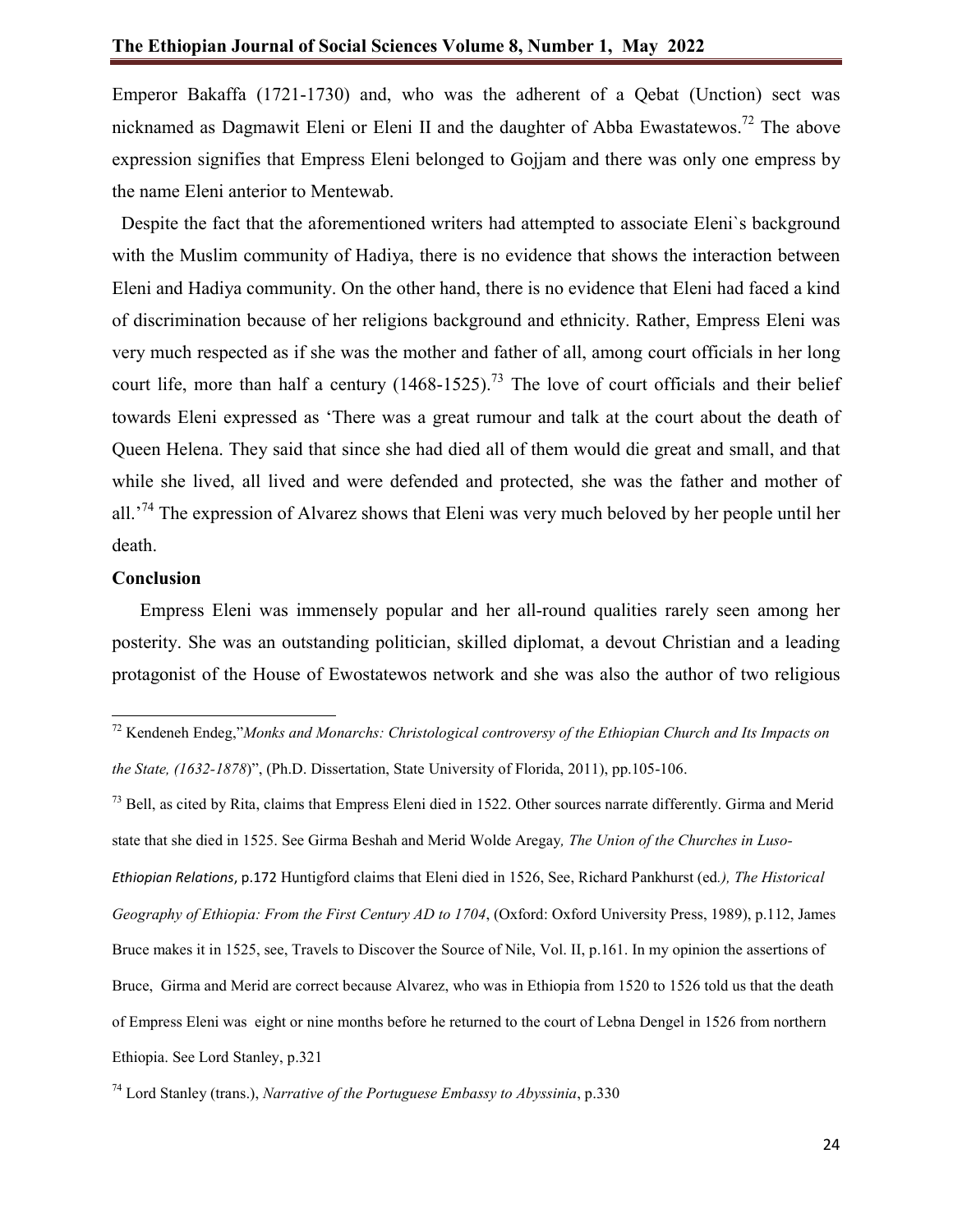Emperor Bakaffa (1721-1730) and, who was the adherent of a Qebat (Unction) sect was nicknamed as Dagmawit Eleni or Eleni II and the daughter of Abba Ewastatewos.[72] The above expression signifies that Empress Eleni belonged to Gojjam and there was only one empress by the name Eleni anterior to Mentewab.

Despite the fact that the aforementioned writers had attempted to associate Eleni`s background with the Muslim community of Hadiya, there is no evidence that shows the interaction between Eleni and Hadiya community. On the other hand, there is no evidence that Eleni had faced a kind of discrimination because of her religions background and ethnicity. Rather, Empress Eleni was very much respected as if she was the mother and father of all, among court officials in her long court life, more than half a century (1468-1525).[73] The love of court officials and their belief towards Eleni expressed as 'There was a great rumour and talk at the court about the death of Queen Helena. They said that since she had died all of them would die great and small, and that while she lived, all lived and were defended and protected, she was the father and mother of all.'[74] The expression of Alvarez shows that Eleni was very much beloved by her people until her death.

## Conclusion

Empress Eleni was immensely popular and her all-round qualities rarely seen among her posterity. She was an outstanding politician, skilled diplomat, a devout Christian and a leading protagonist of the House of Ewostatewos network and she was also the author of two religious

---

[72] Kendeneh Endeg,"*Monks and Monarchs: Christological controversy of the Ethiopian Church and Its Impacts on the State, (1632-1878)*", (Ph.D. Dissertation, State University of Florida, 2011), pp.105-106.

[73] Bell, as cited by Rita, claims that Empress Eleni died in 1522. Other sources narrate differently. Girma and Merid state that she died in 1525. See Girma Beshah and Merid Wolde Aregay*, The Union of the Churches in Luso-Ethiopian Relations*, p.172 Huntigford claims that Eleni died in 1526, See, Richard Pankhurst (ed*.), The Historical Geography of Ethiopia: From the First Century AD to 1704*, (Oxford: Oxford University Press, 1989), p.112, James Bruce makes it in 1525, see, Travels to Discover the Source of Nile, Vol. II, p.161. In my opinion the assertions of Bruce, Girma and Merid are correct because Alvarez, who was in Ethiopia from 1520 to 1526 told us that the death of Empress Eleni was eight or nine months before he returned to the court of Lebna Dengel in 1526 from northern Ethiopia. See Lord Stanley, p.321

[74] Lord Stanley (trans.), *Narrative of the Portuguese Embassy to Abyssinia*, p.330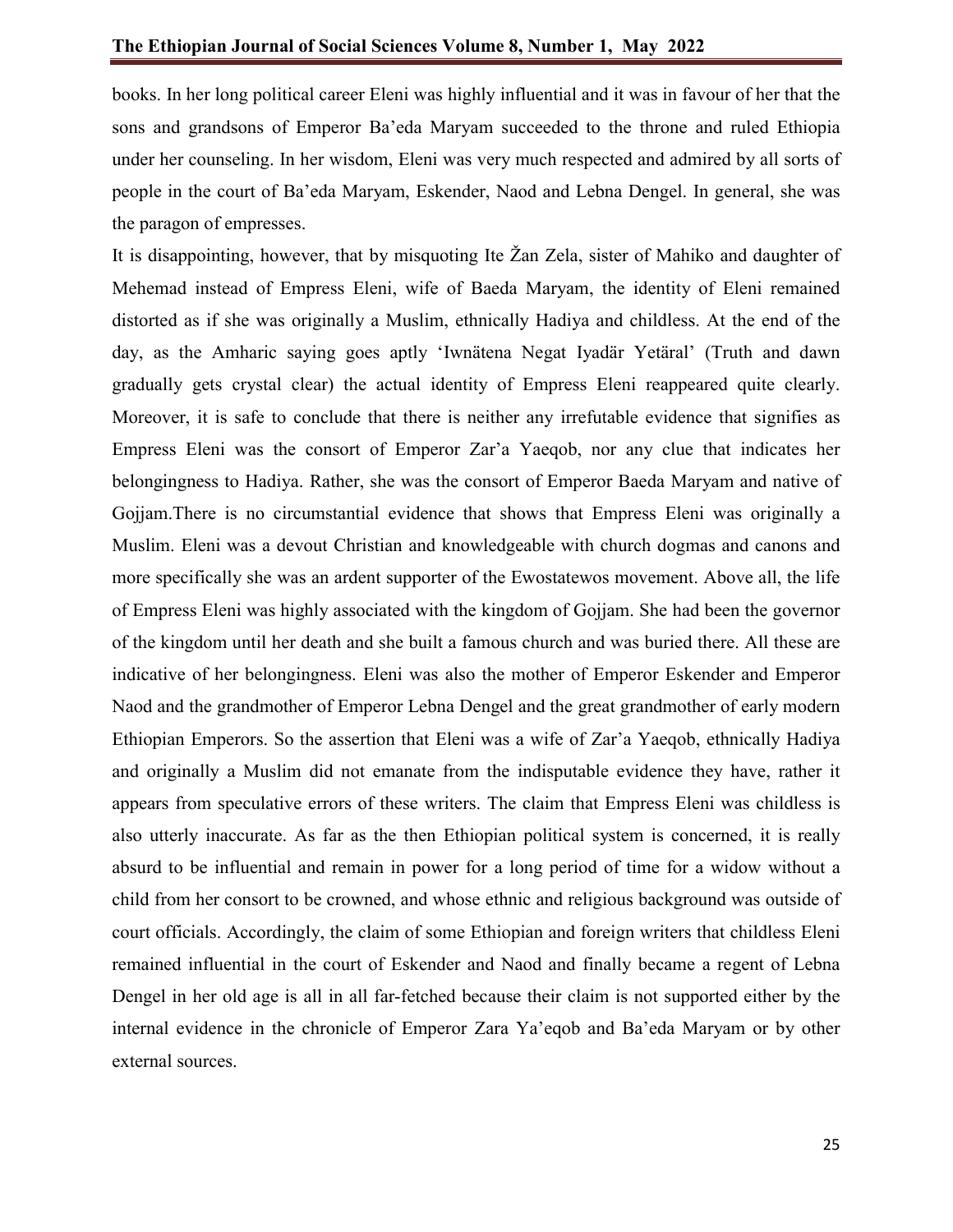books. In her long political career Eleni was highly influential and it was in favour of her that the sons and grandsons of Emperor Ba'eda Maryam succeeded to the throne and ruled Ethiopia under her counseling. In her wisdom, Eleni was very much respected and admired by all sorts of people in the court of Ba'eda Maryam, Eskender, Naod and Lebna Dengel. In general, she was the paragon of empresses.

It is disappointing, however, that by misquoting Ite Žan Zela, sister of Mahiko and daughter of Mehemad instead of Empress Eleni, wife of Baeda Maryam, the identity of Eleni remained distorted as if she was originally a Muslim, ethnically Hadiya and childless. At the end of the day, as the Amharic saying goes aptly 'Iwnätena Negat Iyadär Yetäral' (Truth and dawn gradually gets crystal clear) the actual identity of Empress Eleni reappeared quite clearly. Moreover, it is safe to conclude that there is neither any irrefutable evidence that signifies as Empress Eleni was the consort of Emperor Zar'a Yaeqob, nor any clue that indicates her belongingness to Hadiya. Rather, she was the consort of Emperor Baeda Maryam and native of Gojjam.There is no circumstantial evidence that shows that Empress Eleni was originally a Muslim. Eleni was a devout Christian and knowledgeable with church dogmas and canons and more specifically she was an ardent supporter of the Ewostatewos movement. Above all, the life of Empress Eleni was highly associated with the kingdom of Gojjam. She had been the governor of the kingdom until her death and she built a famous church and was buried there. All these are indicative of her belongingness. Eleni was also the mother of Emperor Eskender and Emperor Naod and the grandmother of Emperor Lebna Dengel and the great grandmother of early modern Ethiopian Emperors. So the assertion that Eleni was a wife of Zar'a Yaeqob, ethnically Hadiya and originally a Muslim did not emanate from the indisputable evidence they have, rather it appears from speculative errors of these writers. The claim that Empress Eleni was childless is also utterly inaccurate. As far as the then Ethiopian political system is concerned, it is really absurd to be influential and remain in power for a long period of time for a widow without a child from her consort to be crowned, and whose ethnic and religious background was outside of court officials. Accordingly, the claim of some Ethiopian and foreign writers that childless Eleni remained influential in the court of Eskender and Naod and finally became a regent of Lebna Dengel in her old age is all in all far-fetched because their claim is not supported either by the internal evidence in the chronicle of Emperor Zara Ya'eqob and Ba'eda Maryam or by other external sources.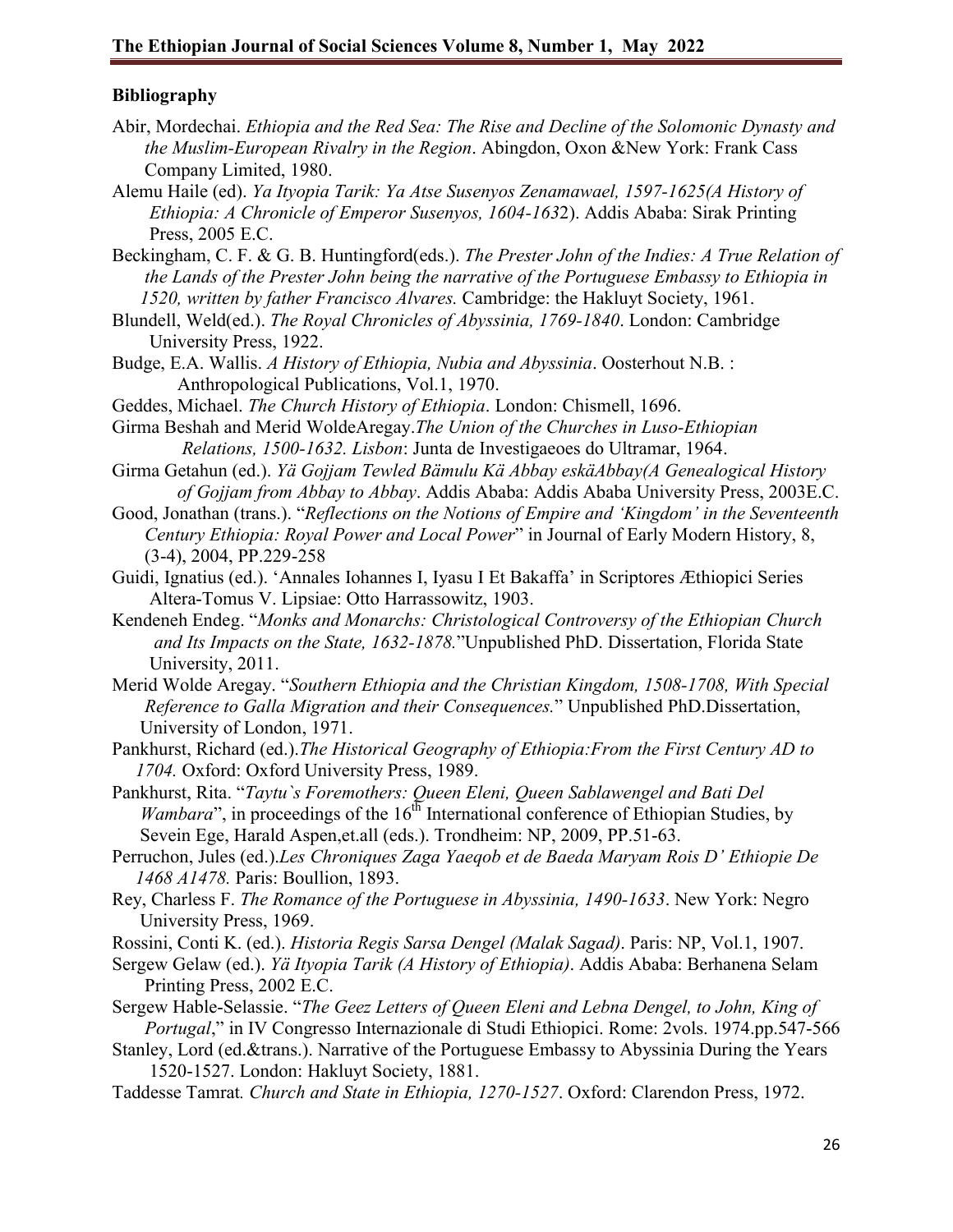## Bibliography

Abir, Mordechai. *Ethiopia and the Red Sea: The Rise and Decline of the Solomonic Dynasty and the Muslim-European Rivalry in the Region*. Abingdon, Oxon &New York: Frank Cass Company Limited, 1980.

Alemu Haile (ed). *Ya Ityopia Tarik: Ya Atse Susenyos Zenamawael, 1597-1625(A History of Ethiopia: A Chronicle of Emperor Susenyos, 1604-1632*). Addis Ababa: Sirak Printing Press, 2005 E.C.

Beckingham, C. F. & G. B. Huntingford(eds.). *The Prester John of the Indies: A True Relation of the Lands of the Prester John being the narrative of the Portuguese Embassy to Ethiopia in 1520, written by father Francisco Alvares.* Cambridge: the Hakluyt Society, 1961.

Blundell, Weld(ed.). *The Royal Chronicles of Abyssinia, 1769-1840*. London: Cambridge University Press, 1922.

Budge, E.A. Wallis. *A History of Ethiopia, Nubia and Abyssinia*. Oosterhout N.B. : Anthropological Publications, Vol.1, 1970.

Geddes, Michael. *The Church History of Ethiopia*. London: Chismell, 1696.

Girma Beshah and Merid WoldeAregay.*The Union of the Churches in Luso-Ethiopian Relations, 1500-1632. Lisbon*: Junta de Investigaeoes do Ultramar, 1964.

Girma Getahun (ed.). *Yä Gojjam Tewled Bämulu Kä Abbay eskäAbbay(A Genealogical History of Gojjam from Abbay to Abbay*. Addis Ababa: Addis Ababa University Press, 2003E.C.

Good, Jonathan (trans.). "*Reflections on the Notions of Empire and 'Kingdom' in the Seventeenth Century Ethiopia: Royal Power and Local Power*" in Journal of Early Modern History, 8, (3-4), 2004, PP.229-258

Guidi, Ignatius (ed.). 'Annales Iohannes I, Iyasu I Et Bakaffa' in Scriptores Æthiopici Series Altera-Tomus V. Lipsiae: Otto Harrassowitz, 1903.

Kendeneh Endeg. "*Monks and Monarchs: Christological Controversy of the Ethiopian Church and Its Impacts on the State, 1632-1878.*"Unpublished PhD. Dissertation, Florida State University, 2011.

Merid Wolde Aregay. "*Southern Ethiopia and the Christian Kingdom, 1508-1708, With Special Reference to Galla Migration and their Consequences.*" Unpublished PhD.Dissertation, University of London, 1971.

Pankhurst, Richard (ed.).*The Historical Geography of Ethiopia:From the First Century AD to 1704.* Oxford: Oxford University Press, 1989.

Pankhurst, Rita. "*Taytu`s Foremothers: Queen Eleni, Queen Sablawengel and Bati Del Wambara*", in proceedings of the 16th International conference of Ethiopian Studies, by Sevein Ege, Harald Aspen,et.all (eds.). Trondheim: NP, 2009, PP.51-63.

Perruchon, Jules (ed.).*Les Chroniques Zaga Yaeqob et de Baeda Maryam Rois D' Ethiopie De 1468 A1478.* Paris: Boullion, 1893.

Rey, Charless F. *The Romance of the Portuguese in Abyssinia, 1490-1633*. New York: Negro University Press, 1969.

Rossini, Conti K. (ed.). *Historia Regis Sarsa Dengel (Malak Sagad)*. Paris: NP, Vol.1, 1907.

Sergew Gelaw (ed.). *Yä Ityopia Tarik (A History of Ethiopia)*. Addis Ababa: Berhanena Selam Printing Press, 2002 E.C.

Sergew Hable-Selassie. "*The Geez Letters of Queen Eleni and Lebna Dengel, to John, King of Portugal*," in IV Congresso Internazionale di Studi Ethiopici. Rome: 2vols. 1974.pp.547-566

Stanley, Lord (ed.&trans.). Narrative of the Portuguese Embassy to Abyssinia During the Years 1520-1527. London: Hakluyt Society, 1881.

Taddesse Tamrat*.* *Church and State in Ethiopia, 1270-1527*. Oxford: Clarendon Press, 1972.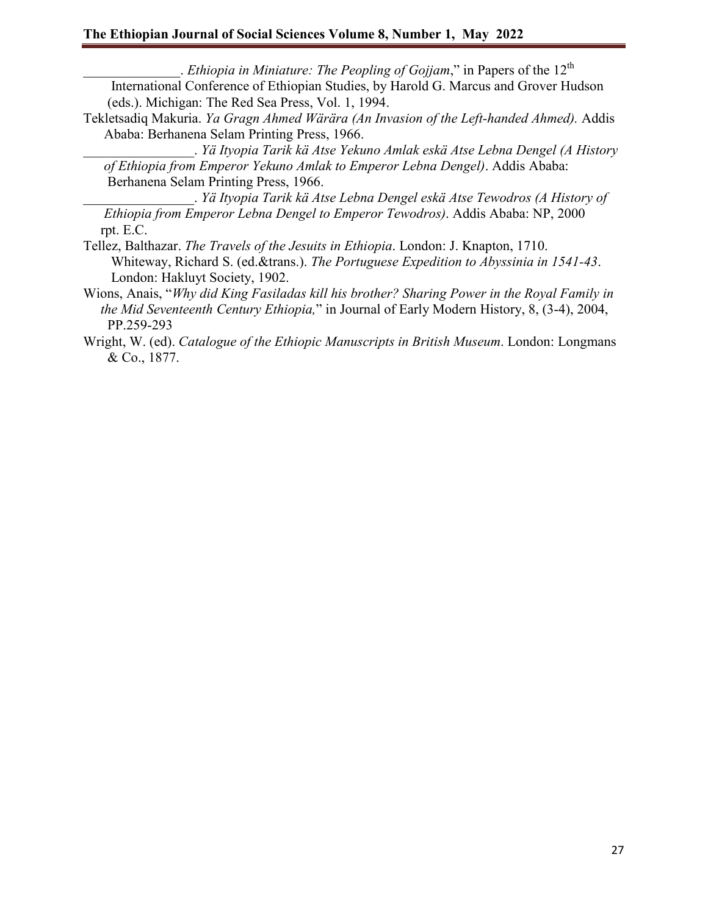\_\_\_\_\_\_\_\_\_\_\_\_\_\_. *Ethiopia in Miniature: The Peopling of Gojjam*," in Papers of the 12th International Conference of Ethiopian Studies, by Harold G. Marcus and Grover Hudson (eds.). Michigan: The Red Sea Press, Vol. 1, 1994.

Tekletsadiq Makuria. *Ya Gragn Ahmed Wärära (An Invasion of the Left-handed Ahmed).* Addis Ababa: Berhanena Selam Printing Press, 1966.

\_\_\_\_\_\_\_\_\_\_\_\_\_\_\_\_. *Yä Ityopia Tarik kä Atse Yekuno Amlak eskä Atse Lebna Dengel (A History of Ethiopia from Emperor Yekuno Amlak to Emperor Lebna Dengel)*. Addis Ababa: Berhanena Selam Printing Press, 1966.

\_\_\_\_\_\_\_\_\_\_\_\_\_\_\_\_. *Yä Ityopia Tarik kä Atse Lebna Dengel eskä Atse Tewodros (A History of Ethiopia from Emperor Lebna Dengel to Emperor Tewodros)*. Addis Ababa: NP, 2000 rpt. E.C.

Tellez, Balthazar. *The Travels of the Jesuits in Ethiopia*. London: J. Knapton, 1710.

Whiteway, Richard S. (ed.&trans.). *The Portuguese Expedition to Abyssinia in 1541-43*. London: Hakluyt Society, 1902.

Wions, Anais, "*Why did King Fasiladas kill his brother? Sharing Power in the Royal Family in the Mid Seventeenth Century Ethiopia,*" in Journal of Early Modern History, 8, (3-4), 2004, PP.259-293

Wright, W. (ed). *Catalogue of the Ethiopic Manuscripts in British Museum*. London: Longmans & Co., 1877.